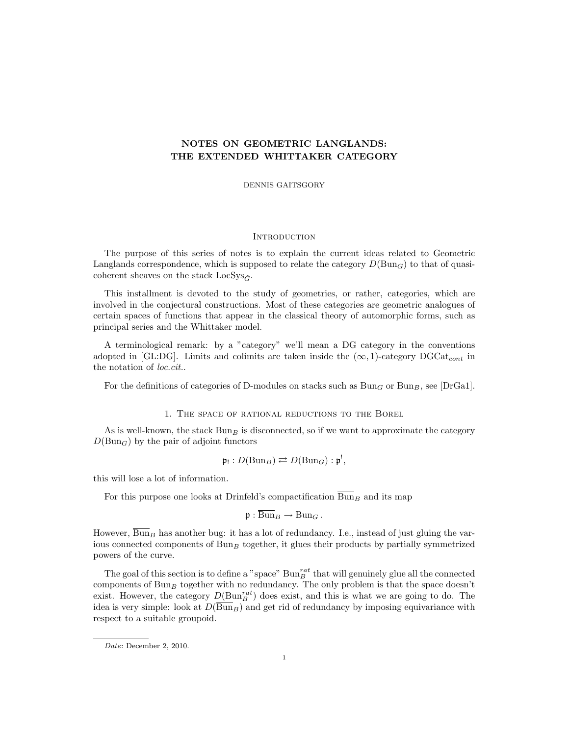# NOTES ON GEOMETRIC LANGLANDS: THE EXTENDED WHITTAKER CATEGORY

DENNIS GAITSGORY

## Introduction

The purpose of this series of notes is to explain the current ideas related to Geometric Langlands correspondence, which is supposed to relate the category $D(\mathrm{Bun}_G)$ to that of quasi-coherent sheaves on the stack $\mathrm{LocSys}_{\check{G}}$.

This installment is devoted to the study of geometries, or rather, categories, which are involved in the conjectural constructions. Most of these categories are geometric analogues of certain spaces of functions that appear in the classical theory of automorphic forms, such as principal series and the Whittaker model.

A terminological remark: by a "category" we'll mean a DG category in the conventions adopted in [GL:DG]. Limits and colimits are taken inside the $(\infty, 1)$-category $\mathrm{DGCat}_{cont}$ in the notation of *loc.cit.*.

For the definitions of categories of D-modules on stacks such as $\mathrm{Bun}_G$ or $\overline{\mathrm{Bun}}_B$, see [DrGa1].

## 1. The space of rational reductions to the Borel

As is well-known, the stack $\mathrm{Bun}_B$ is disconnected, so if we want to approximate the category $D(\mathrm{Bun}_G)$ by the pair of adjoint functors

$$\mathfrak{p}_! : D(\mathrm{Bun}_B) \rightleftarrows D(\mathrm{Bun}_G) : \mathfrak{p}^!,$$

this will lose a lot of information.

For this purpose one looks at Drinfeld's compactification $\overline{\mathrm{Bun}}_B$ and its map

$$\overline{\mathfrak{p}} : \overline{\mathrm{Bun}}_B \to \mathrm{Bun}_G .$$

However, $\overline{\mathrm{Bun}}_B$ has another bug: it has a lot of redundancy. I.e., instead of just gluing the various connected components of $\mathrm{Bun}_B$ together, it glues their products by partially symmetrized powers of the curve.

The goal of this section is to define a "space" $\mathrm{Bun}_B^{rat}$ that will genuinely glue all the connected components of $\mathrm{Bun}_B$ together with no redundancy. The only problem is that the space doesn't exist. However, the category $D(\mathrm{Bun}_B^{rat})$ does exist, and this is what we are going to do. The idea is very simple: look at $D(\overline{\mathrm{Bun}}_B)$ and get rid of redundancy by imposing equivariance with respect to a suitable groupoid.

*Date*: December 2, 2010.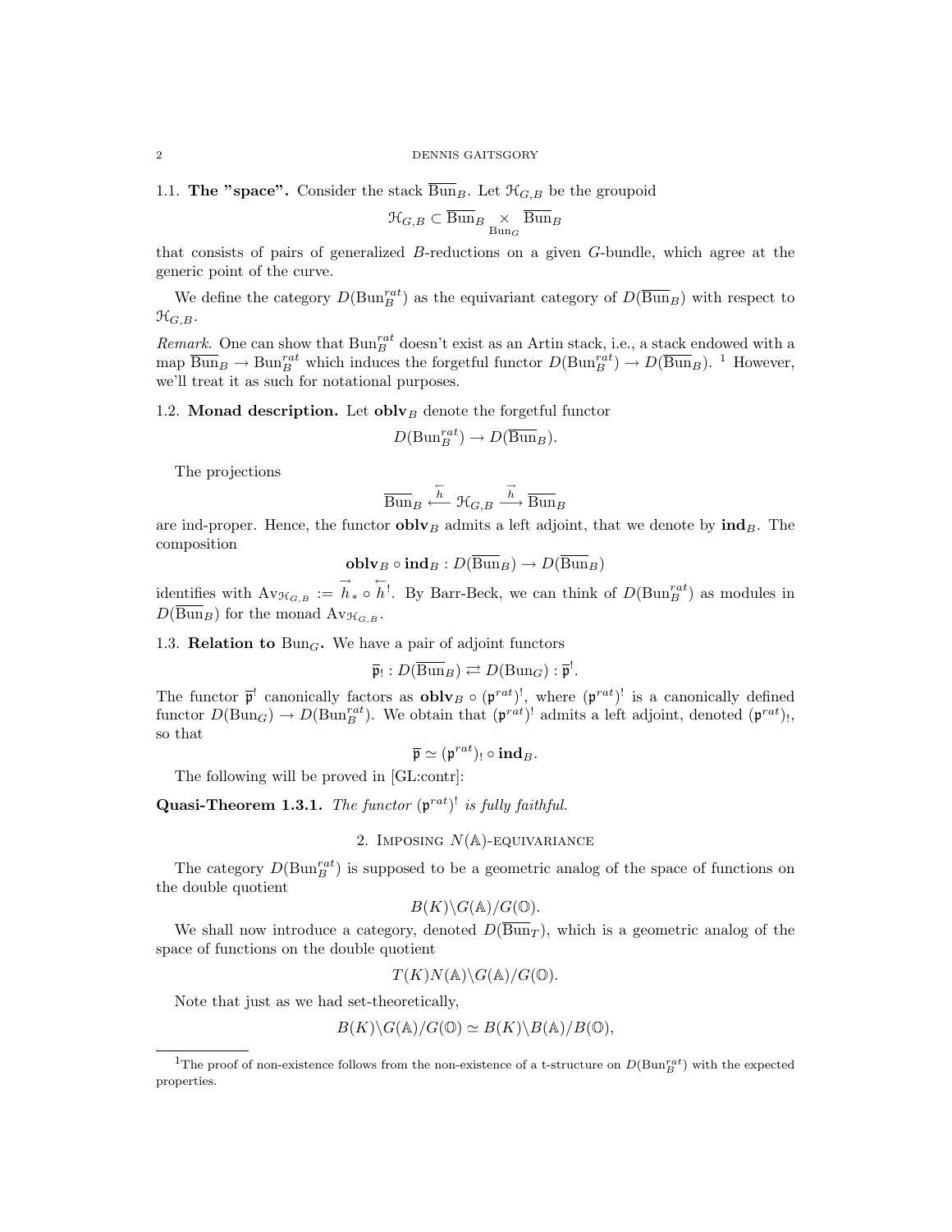**1.1. The "space".** Consider the stack $\overline{\mathrm{Bun}}_B$. Let $\mathcal{H}_{G,B}$ be the groupoid

$$\mathcal{H}_{G,B} \subset \overline{\mathrm{Bun}}_B \underset{\mathrm{Bun}_G}{\times} \overline{\mathrm{Bun}}_B$$

that consists of pairs of generalized $B$-reductions on a given $G$-bundle, which agree at the generic point of the curve.

We define the category $D(\mathrm{Bun}_B^{rat})$ as the equivariant category of $D(\overline{\mathrm{Bun}}_B)$ with respect to $\mathcal{H}_{G,B}$.

*Remark.* One can show that $\mathrm{Bun}_B^{rat}$ doesn't exist as an Artin stack, i.e., a stack endowed with a map $\overline{\mathrm{Bun}}_B \to \mathrm{Bun}_B^{rat}$ which induces the forgetful functor $D(\mathrm{Bun}_B^{rat}) \to D(\overline{\mathrm{Bun}}_B)$. [1] However, we'll treat it as such for notational purposes.

**1.2. Monad description.** Let $\mathbf{oblv}_B$ denote the forgetful functor

$$D(\mathrm{Bun}_B^{rat}) \to D(\overline{\mathrm{Bun}}_B).$$

The projections

$$\overline{\mathrm{Bun}}_B \xleftarrow{\overleftarrow{h}} \mathcal{H}_{G,B} \xrightarrow{\overrightarrow{h}} \overline{\mathrm{Bun}}_B$$

are ind-proper. Hence, the functor $\mathbf{oblv}_B$ admits a left adjoint, that we denote by $\mathbf{ind}_B$. The composition

$$\mathbf{oblv}_B \circ \mathbf{ind}_B : D(\overline{\mathrm{Bun}}_B) \to D(\overline{\mathrm{Bun}}_B)$$

identifies with $\mathrm{Av}_{\mathcal{H}_{G,B}} := \overrightarrow{h}_* \circ \overleftarrow{h}^!$. By Barr-Beck, we can think of $D(\mathrm{Bun}_B^{rat})$ as modules in $D(\overline{\mathrm{Bun}}_B)$ for the monad $\mathrm{Av}_{\mathcal{H}_{G,B}}$.

**1.3. Relation to $\mathrm{Bun}_G$.** We have a pair of adjoint functors

$$\overline{\mathfrak{p}}_! : D(\overline{\mathrm{Bun}}_B) \rightleftarrows D(\mathrm{Bun}_G) : \overline{\mathfrak{p}}^!.$$

The functor $\overline{\mathfrak{p}}^!$ canonically factors as $\mathbf{oblv}_B \circ (\mathfrak{p}^{rat})^!$, where $(\mathfrak{p}^{rat})^!$ is a canonically defined functor $D(\mathrm{Bun}_G) \to D(\mathrm{Bun}_B^{rat})$. We obtain that $(\mathfrak{p}^{rat})^!$ admits a left adjoint, denoted $(\mathfrak{p}^{rat})_!$, so that

$$\overline{\mathfrak{p}} \simeq (\mathfrak{p}^{rat})_! \circ \mathbf{ind}_B.$$

The following will be proved in [GL:contr]:

**Quasi-Theorem 1.3.1.** *The functor $(\mathfrak{p}^{rat})^!$ is fully faithful.*

## 2. Imposing $N(\mathbb{A})$-equivariance

The category $D(\mathrm{Bun}_B^{rat})$ is supposed to be a geometric analog of the space of functions on the double quotient

$$B(K)\backslash G(\mathbb{A})/G(\mathbb{O}).$$

We shall now introduce a category, denoted $D(\overline{\mathrm{Bun}}_T)$, which is a geometric analog of the space of functions on the double quotient

$$T(K)N(\mathbb{A})\backslash G(\mathbb{A})/G(\mathbb{O}).$$

Note that just as we had set-theoretically,

$$B(K)\backslash G(\mathbb{A})/G(\mathbb{O}) \simeq B(K)\backslash B(\mathbb{A})/B(\mathbb{O}),$$

[1] The proof of non-existence follows from the non-existence of a t-structure on $D(\mathrm{Bun}_B^{rat})$ with the expected properties.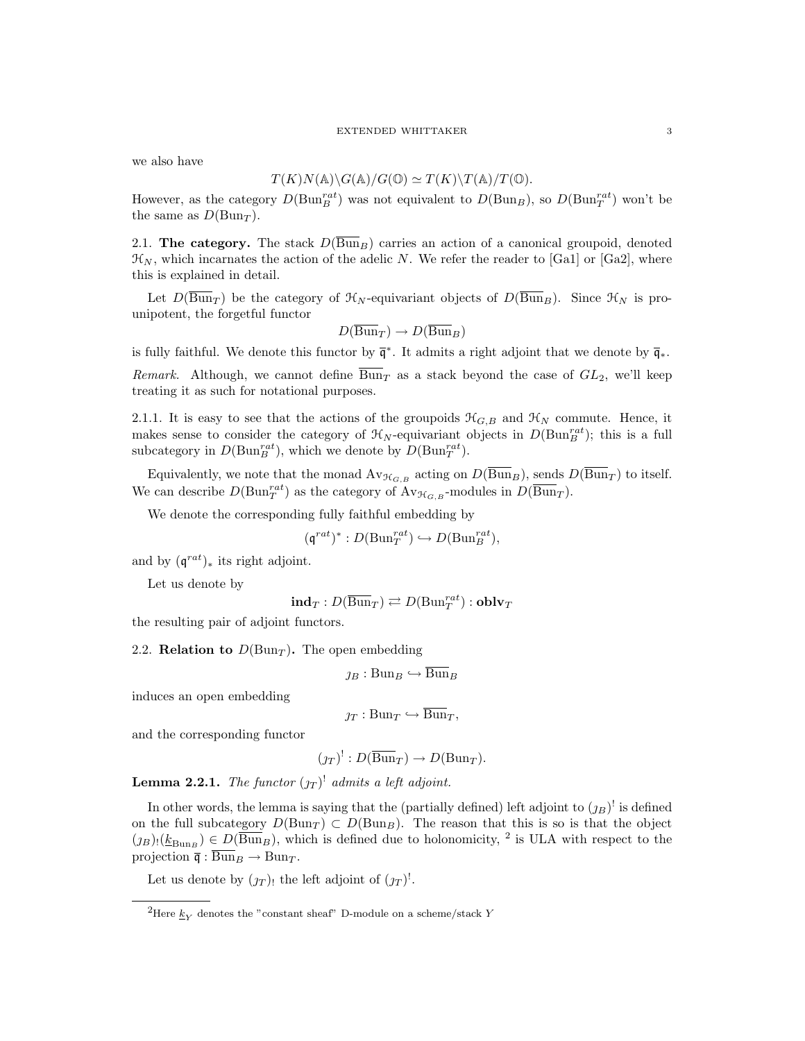we also have

$$T(K)N(\mathbb{A})\backslash G(\mathbb{A})/G(\mathbb{O}) \simeq T(K)\backslash T(\mathbb{A})/T(\mathbb{O}).$$

However, as the category $D(\mathrm{Bun}_B^{rat})$ was not equivalent to $D(\mathrm{Bun}_B)$, so $D(\mathrm{Bun}_T^{rat})$ won't be the same as $D(\mathrm{Bun}_T)$.

## 2.1. The category.

The stack $D(\overline{\mathrm{Bun}}_B)$ carries an action of a canonical groupoid, denoted $\mathcal{H}_N$, which incarnates the action of the adelic $N$. We refer the reader to [Ga1] or [Ga2], where this is explained in detail.

Let $D(\overline{\mathrm{Bun}}_T)$ be the category of $\mathcal{H}_N$-equivariant objects of $D(\overline{\mathrm{Bun}}_B)$. Since $\mathcal{H}_N$ is pro-unipotent, the forgetful functor

$$D(\overline{\mathrm{Bun}}_T) \to D(\overline{\mathrm{Bun}}_B)$$

is fully faithful. We denote this functor by $\overline{\mathfrak{q}}^*$. It admits a right adjoint that we denote by $\overline{\mathfrak{q}}_*$.

*Remark.* Although, we cannot define $\overline{\mathrm{Bun}}_T$ as a stack beyond the case of $GL_2$, we'll keep treating it as such for notational purposes.

2.1.1. It is easy to see that the actions of the groupoids $\mathcal{H}_{G,B}$ and $\mathcal{H}_N$ commute. Hence, it makes sense to consider the category of $\mathcal{H}_N$-equivariant objects in $D(\mathrm{Bun}_B^{rat})$; this is a full subcategory in $D(\mathrm{Bun}_B^{rat})$, which we denote by $D(\mathrm{Bun}_T^{rat})$.

Equivalently, we note that the monad $\mathrm{Av}_{\mathcal{H}_{G,B}}$ acting on $D(\overline{\mathrm{Bun}}_B)$, sends $D(\overline{\mathrm{Bun}}_T)$ to itself. We can describe $D(\mathrm{Bun}_T^{rat})$ as the category of $\mathrm{Av}_{\mathcal{H}_{G,B}}$-modules in $D(\overline{\mathrm{Bun}}_T)$.

We denote the corresponding fully faithful embedding by

$$(\mathfrak{q}^{rat})^* : D(\mathrm{Bun}_T^{rat}) \hookrightarrow D(\mathrm{Bun}_B^{rat}),$$

and by $(\mathfrak{q}^{rat})_*$ its right adjoint.

Let us denote by

$$\mathbf{ind}_T : D(\overline{\mathrm{Bun}}_T) \rightleftarrows D(\mathrm{Bun}_T^{rat}) : \mathbf{oblv}_T$$

the resulting pair of adjoint functors.

## 2.2. Relation to $D(\mathrm{Bun}_T)$.

The open embedding

$$\jmath_B : \mathrm{Bun}_B \hookrightarrow \overline{\mathrm{Bun}}_B$$

induces an open embedding

$$\jmath_T : \mathrm{Bun}_T \hookrightarrow \overline{\mathrm{Bun}}_T,$$

and the corresponding functor

$$(\jmath_T)^! : D(\overline{\mathrm{Bun}}_T) \to D(\mathrm{Bun}_T).$$

**Lemma 2.2.1.** *The functor $(\jmath_T)^!$ admits a left adjoint.*

In other words, the lemma is saying that the (partially defined) left adjoint to $(\jmath_B)^!$ is defined on the full subcategory $D(\mathrm{Bun}_T) \subset D(\mathrm{Bun}_B)$. The reason that this is so is that the object $(\jmath_B)_!(\underline{k}_{\mathrm{Bun}_B}) \in D(\overline{\mathrm{Bun}}_B)$, which is defined due to holonomicity, [2] is ULA with respect to the projection $\overline{\mathfrak{q}} : \overline{\mathrm{Bun}}_B \to \mathrm{Bun}_T$.

Let us denote by $(\jmath_T)_!$ the left adjoint of $(\jmath_T)^!$.

---

[2] Here $\underline{k}_Y$ denotes the "constant sheaf" D-module on a scheme/stack $Y$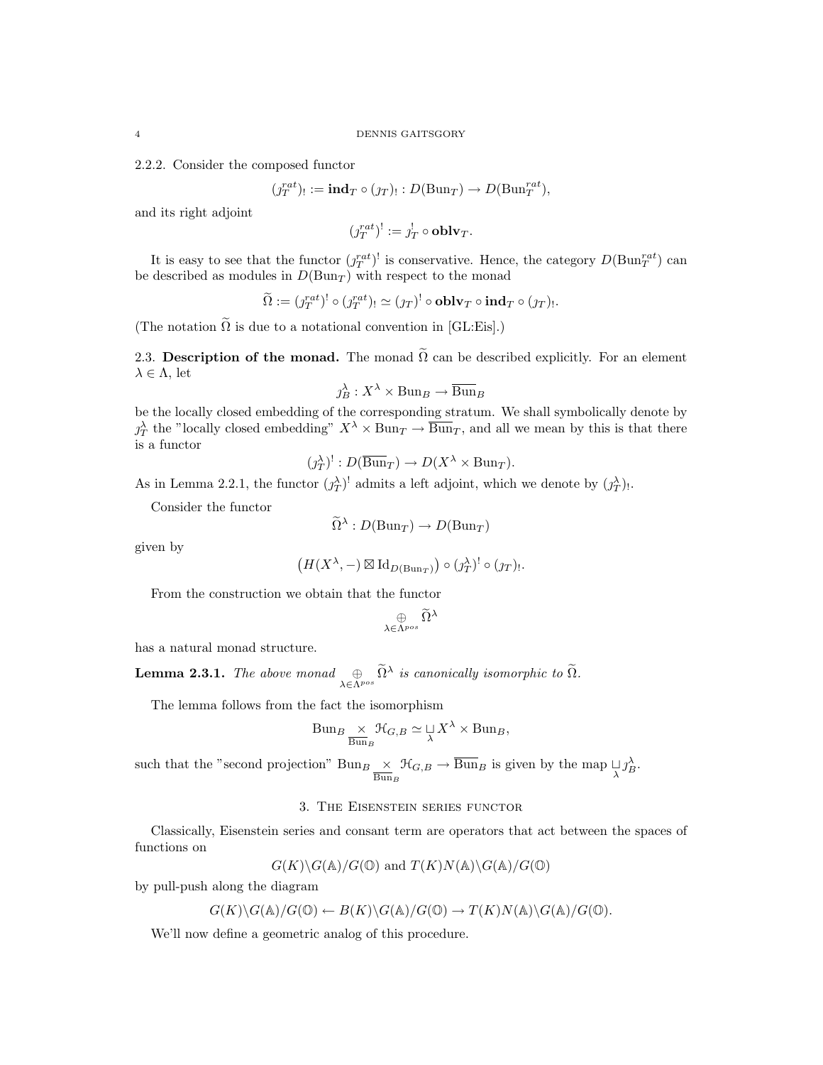2.2.2. Consider the composed functor

$$(j_T^{rat})_! := \mathbf{ind}_T \circ (j_T)_! : D(\mathrm{Bun}_T) \to D(\mathrm{Bun}_T^{rat}),$$

and its right adjoint

$$(j_T^{rat})^! := j_T^! \circ \mathbf{oblv}_T.$$

It is easy to see that the functor $(j_T^{rat})^!$ is conservative. Hence, the category $D(\mathrm{Bun}_T^{rat})$ can be described as modules in $D(\mathrm{Bun}_T)$ with respect to the monad

$$\widetilde{\Omega} := (j_T^{rat})^! \circ (j_T^{rat})_! \simeq (j_T)^! \circ \mathbf{oblv}_T \circ \mathbf{ind}_T \circ (j_T)_!.$$

(The notation $\widetilde{\Omega}$ is due to a notational convention in [GL:Eis].)

2.3. **Description of the monad.** The monad $\widetilde{\Omega}$ can be described explicitly. For an element $\lambda \in \Lambda$, let

$$j_B^\lambda : X^\lambda \times \mathrm{Bun}_B \to \overline{\mathrm{Bun}}_B$$

be the locally closed embedding of the corresponding stratum. We shall symbolically denote by $j_T^\lambda$ the "locally closed embedding" $X^\lambda \times \mathrm{Bun}_T \to \overline{\mathrm{Bun}}_T$, and all we mean by this is that there is a functor

$$(j_T^\lambda)^! : D(\overline{\mathrm{Bun}}_T) \to D(X^\lambda \times \mathrm{Bun}_T).$$

As in Lemma 2.2.1, the functor $(j_T^\lambda)^!$ admits a left adjoint, which we denote by $(j_T^\lambda)_!$.

Consider the functor

$$\widetilde{\Omega}^\lambda : D(\mathrm{Bun}_T) \to D(\mathrm{Bun}_T)$$

given by

$$\left(H(X^\lambda, -) \boxtimes \mathrm{Id}_{D(\mathrm{Bun}_T)}\right) \circ (j_T^\lambda)^! \circ (j_T)_!.$$

From the construction we obtain that the functor

$$\underset{\lambda \in \Lambda^{pos}}{\oplus} \widetilde{\Omega}^\lambda$$

has a natural monad structure.

**Lemma 2.3.1.** *The above monad* $\underset{\lambda \in \Lambda^{pos}}{\oplus} \widetilde{\Omega}^\lambda$ *is canonically isomorphic to* $\widetilde{\Omega}$.

The lemma follows from the fact the isomorphism

$$\mathrm{Bun}_B \underset{\overline{\mathrm{Bun}}_B}{\times} \mathcal{H}_{G,B} \simeq \underset{\lambda}{\sqcup} X^\lambda \times \mathrm{Bun}_B,$$

such that the "second projection" $\mathrm{Bun}_B \underset{\overline{\mathrm{Bun}}_B}{\times} \mathcal{H}_{G,B} \to \overline{\mathrm{Bun}}_B$ is given by the map $\underset{\lambda}{\sqcup} j_B^\lambda$.

## 3. The Eisenstein series functor

Classically, Eisenstein series and consant term are operators that act between the spaces of functions on

$$G(K)\backslash G(\mathbb{A})/G(\mathbb{O}) \text{ and } T(K)N(\mathbb{A})\backslash G(\mathbb{A})/G(\mathbb{O})$$

by pull-push along the diagram

$$G(K)\backslash G(\mathbb{A})/G(\mathbb{O}) \leftarrow B(K)\backslash G(\mathbb{A})/G(\mathbb{O}) \to T(K)N(\mathbb{A})\backslash G(\mathbb{A})/G(\mathbb{O}).$$

We'll now define a geometric analog of this procedure.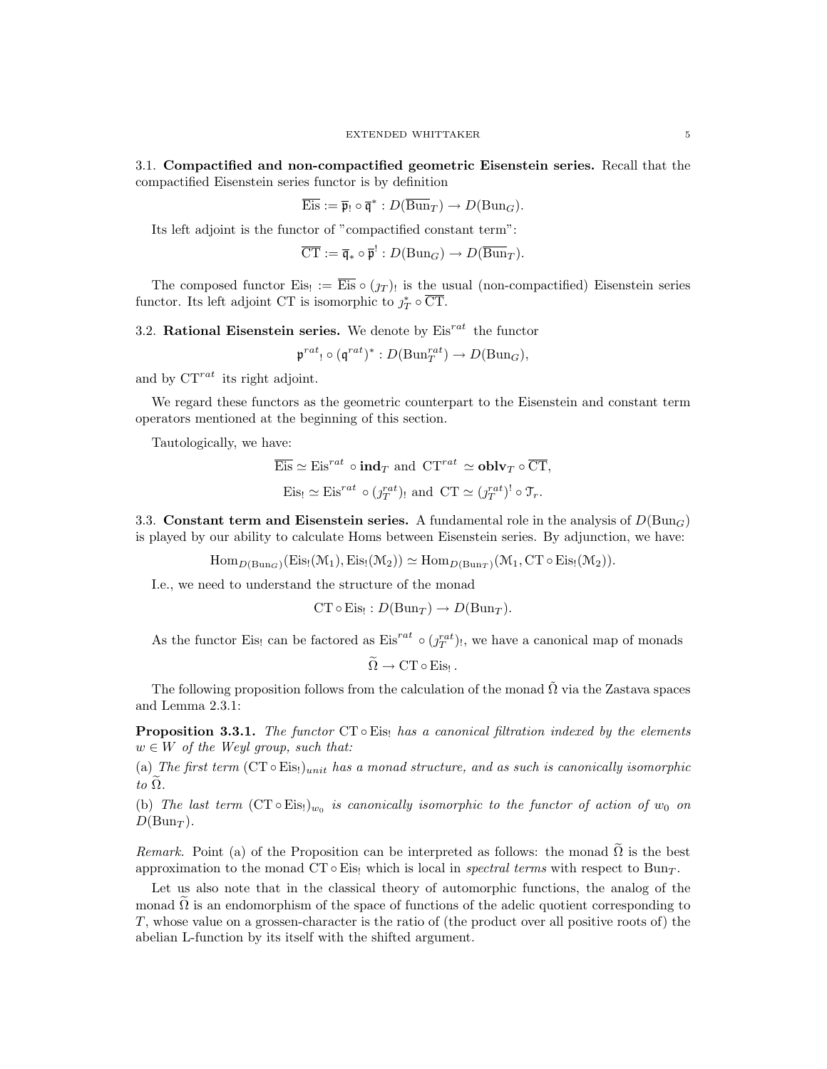### 3.1. Compactified and non-compactified geometric Eisenstein series.

Recall that the compactified Eisenstein series functor is by definition

$$\overline{\mathrm{Eis}} := \bar{\mathfrak{p}}_! \circ \bar{\mathfrak{q}}^* : D(\overline{\mathrm{Bun}}_T) \to D(\mathrm{Bun}_G).$$

Its left adjoint is the functor of "compactified constant term":

$$\overline{\mathrm{CT}} := \bar{\mathfrak{q}}_* \circ \bar{\mathfrak{p}}^! : D(\mathrm{Bun}_G) \to D(\overline{\mathrm{Bun}}_T).$$

The composed functor $\mathrm{Eis}_! := \overline{\mathrm{Eis}} \circ (\jmath_T)_!$ is the usual (non-compactified) Eisenstein series functor. Its left adjoint CT is isomorphic to $\jmath_T^* \circ \overline{\mathrm{CT}}$.

### 3.2. Rational Eisenstein series.

We denote by $\mathrm{Eis}^{rat}$ the functor

$$\mathfrak{p}^{rat}{}_! \circ (\mathfrak{q}^{rat})^* : D(\mathrm{Bun}_T^{rat}) \to D(\mathrm{Bun}_G),$$

and by $\mathrm{CT}^{rat}$ its right adjoint.

We regard these functors as the geometric counterpart to the Eisenstein and constant term operators mentioned at the beginning of this section.

Tautologically, we have:

$$\overline{\mathrm{Eis}} \simeq \mathrm{Eis}^{rat} \circ \mathbf{ind}_T \text{ and } \mathrm{CT}^{rat} \simeq \mathbf{oblv}_T \circ \overline{\mathrm{CT}},$$

$$\mathrm{Eis}_! \simeq \mathrm{Eis}^{rat} \circ (\jmath_T^{rat})_! \text{ and } \mathrm{CT} \simeq (\jmath_T^{rat})^! \circ \mathfrak{T}_r.$$

### 3.3. Constant term and Eisenstein series.

A fundamental role in the analysis of $D(\mathrm{Bun}_G)$ is played by our ability to calculate Homs between Eisenstein series. By adjunction, we have:

$$\mathrm{Hom}_{D(\mathrm{Bun}_G)}(\mathrm{Eis}_!(\mathcal{M}_1), \mathrm{Eis}_!(\mathcal{M}_2)) \simeq \mathrm{Hom}_{D(\mathrm{Bun}_T)}(\mathcal{M}_1, \mathrm{CT} \circ \mathrm{Eis}_!(\mathcal{M}_2)).$$

I.e., we need to understand the structure of the monad

$$\mathrm{CT} \circ \mathrm{Eis}_! : D(\mathrm{Bun}_T) \to D(\mathrm{Bun}_T).$$

As the functor $\mathrm{Eis}_!$ can be factored as $\mathrm{Eis}^{rat} \circ (\jmath_T^{rat})_!$, we have a canonical map of monads

$$\widetilde{\Omega} \to \mathrm{CT} \circ \mathrm{Eis}_!.$$

The following proposition follows from the calculation of the monad $\tilde{\Omega}$ via the Zastava spaces and Lemma 2.3.1:

**Proposition 3.3.1.** *The functor* $\mathrm{CT} \circ \mathrm{Eis}_!$ *has a canonical filtration indexed by the elements* $w \in W$ *of the Weyl group, such that:*

(a) *The first term* $(\mathrm{CT} \circ \mathrm{Eis}_!)_{unit}$ *has a monad structure, and as such is canonically isomorphic to* $\widetilde{\Omega}$.

(b) *The last term* $(\mathrm{CT} \circ \mathrm{Eis}_!)_{w_0}$ *is canonically isomorphic to the functor of action of* $w_0$ *on* $D(\mathrm{Bun}_T)$.

*Remark.* Point (a) of the Proposition can be interpreted as follows: the monad $\widetilde{\Omega}$ is the best approximation to the monad $\mathrm{CT} \circ \mathrm{Eis}_!$ which is local in *spectral terms* with respect to $\mathrm{Bun}_T$.

Let us also note that in the classical theory of automorphic functions, the analog of the monad $\widetilde{\Omega}$ is an endomorphism of the space of functions of the adelic quotient corresponding to $T$, whose value on a grossen-character is the ratio of (the product over all positive roots of) the abelian L-function by its itself with the shifted argument.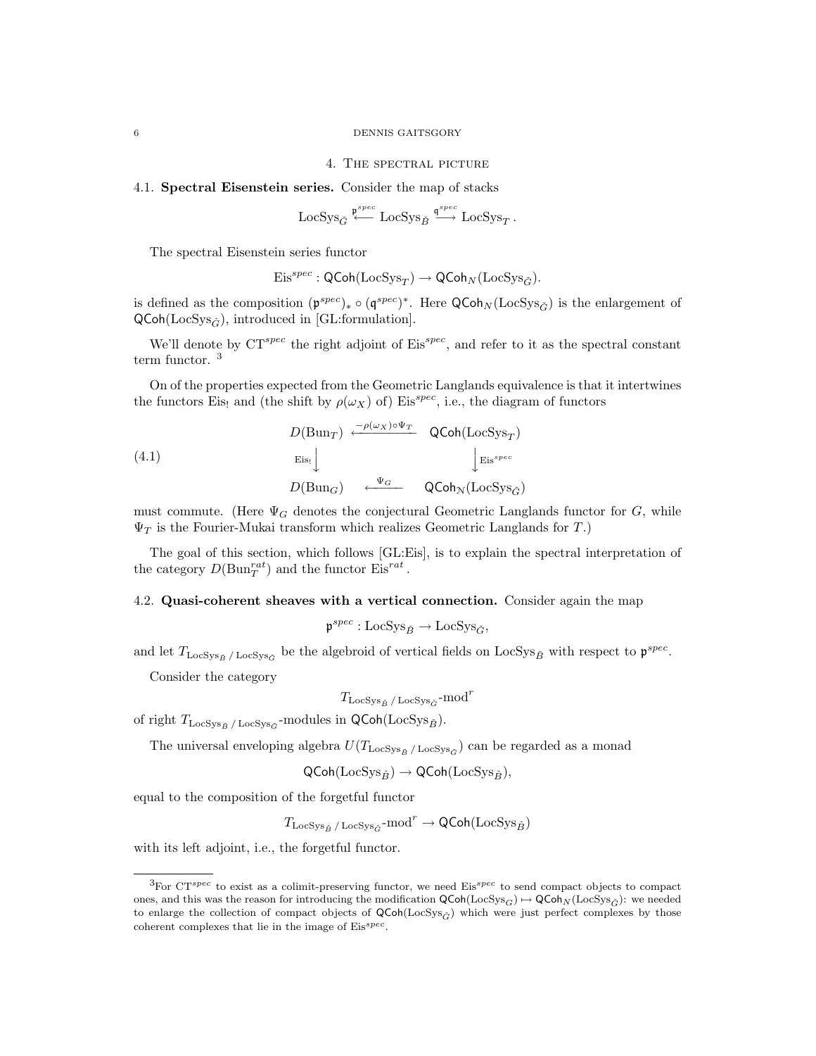## 4. The spectral picture

**4.1. Spectral Eisenstein series.** Consider the map of stacks

$$\mathrm{LocSys}_{\check{G}} \overset{\mathfrak{p}^{spec}}{\longleftarrow} \mathrm{LocSys}_{\check{B}} \overset{\mathfrak{q}^{spec}}{\longrightarrow} \mathrm{LocSys}_{T}.$$

The spectral Eisenstein series functor

$$\mathrm{Eis}^{spec} : \mathsf{QCoh}(\mathrm{LocSys}_T) \to \mathsf{QCoh}_N(\mathrm{LocSys}_{\check{G}}).$$

is defined as the composition $(\mathfrak{p}^{spec})_* \circ (\mathfrak{q}^{spec})^*$. Here $\mathsf{QCoh}_N(\mathrm{LocSys}_{\check{G}})$ is the enlargement of $\mathsf{QCoh}(\mathrm{LocSys}_{\check{G}})$, introduced in [GL:formulation].

We'll denote by $\mathrm{CT}^{spec}$ the right adjoint of $\mathrm{Eis}^{spec}$, and refer to it as the spectral constant term functor. [3]

On of the properties expected from the Geometric Langlands equivalence is that it intertwines the functors $\mathrm{Eis}_!$ and (the shift by $\rho(\omega_X)$ of) $\mathrm{Eis}^{spec}$, i.e., the diagram of functors

$$\begin{array}{ccc}
D(\mathrm{Bun}_T) & \xleftarrow{-\rho(\omega_X)\circ\Psi_T} & \mathsf{QCoh}(\mathrm{LocSys}_T) \\
\Big\downarrow{\scriptstyle \mathrm{Eis}_!} & & \Big\downarrow{\scriptstyle \mathrm{Eis}^{spec}} \\
D(\mathrm{Bun}_G) & \xleftarrow{\Psi_G} & \mathsf{QCoh}_{\mathcal{N}}(\mathrm{LocSys}_{\check{G}})
\end{array} \tag{4.1}$$

must commute. (Here $\Psi_G$ denotes the conjectural Geometric Langlands functor for $G$, while $\Psi_T$ is the Fourier-Mukai transform which realizes Geometric Langlands for $T$.)

The goal of this section, which follows [GL:Eis], is to explain the spectral interpretation of the category $D(\mathrm{Bun}_T^{rat})$ and the functor $\mathrm{Eis}^{rat}$.

**4.2. Quasi-coherent sheaves with a vertical connection.** Consider again the map

$$\mathfrak{p}^{spec} : \mathrm{LocSys}_{\check{B}} \to \mathrm{LocSys}_{\check{G}},$$

and let $T_{\mathrm{LocSys}_{\check{B}}\,/\,\mathrm{LocSys}_{\check{G}}}$ be the algebroid of vertical fields on $\mathrm{LocSys}_{\check{B}}$ with respect to $\mathfrak{p}^{spec}$.

Consider the category

$$T_{\mathrm{LocSys}_{\check{B}}\,/\,\mathrm{LocSys}_{\check{G}}}\text{-mod}^r$$

of right $T_{\mathrm{LocSys}_{\check{B}}\,/\,\mathrm{LocSys}_{\check{G}}}$-modules in $\mathsf{QCoh}(\mathrm{LocSys}_{\check{B}})$.

The universal enveloping algebra $U(T_{\mathrm{LocSys}_{\check{B}}\,/\,\mathrm{LocSys}_{\check{G}}})$ can be regarded as a monad

$$\mathsf{QCoh}(\mathrm{LocSys}_{\check{B}}) \to \mathsf{QCoh}(\mathrm{LocSys}_{\check{B}}),$$

equal to the composition of the forgetful functor

$$T_{\mathrm{LocSys}_{\check{B}}\,/\,\mathrm{LocSys}_{\check{G}}}\text{-mod}^r \to \mathsf{QCoh}(\mathrm{LocSys}_{\check{B}})$$

with its left adjoint, i.e., the forgetful functor.

---

[3] For $\mathrm{CT}^{spec}$ to exist as a colimit-preserving functor, we need $\mathrm{Eis}^{spec}$ to send compact objects to compact ones, and this was the reason for introducing the modification $\mathsf{QCoh}(\mathrm{LocSys}_G) \mapsto \mathsf{QCoh}_N(\mathrm{LocSys}_{\check{G}})$: we needed to enlarge the collection of compact objects of $\mathsf{QCoh}(\mathrm{LocSys}_{\check{G}})$ which were just perfect complexes by those coherent complexes that lie in the image of $\mathrm{Eis}^{spec}$.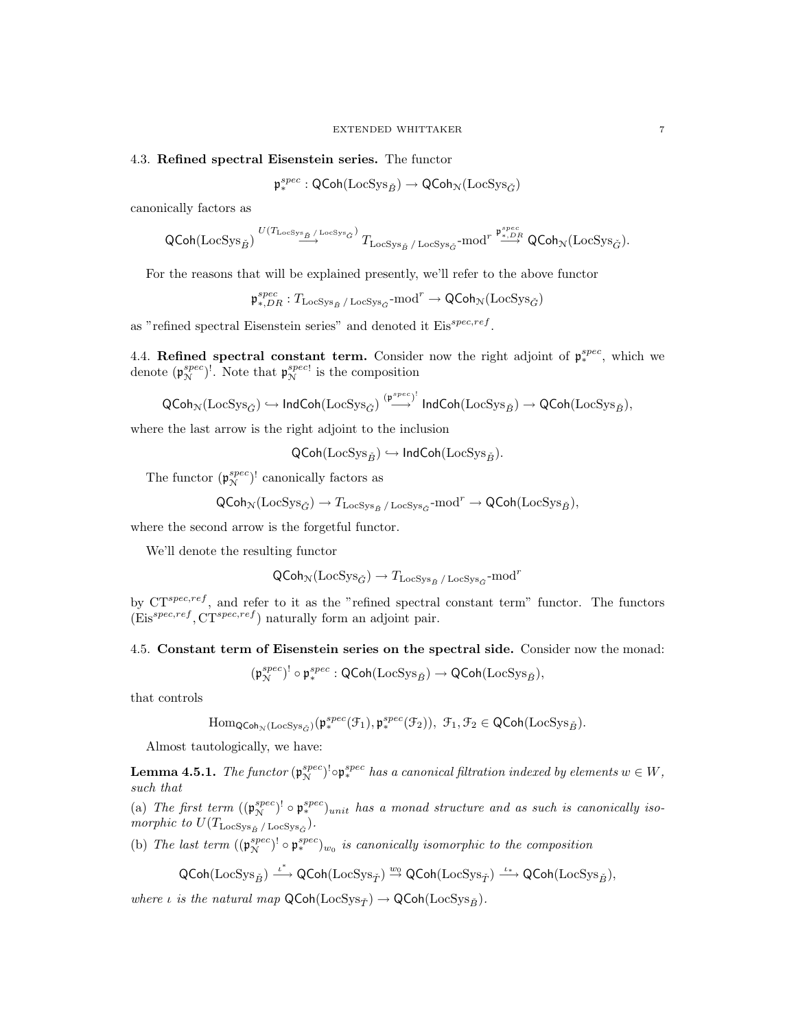### 4.3. Refined spectral Eisenstein series.

The functor

$$\mathfrak{p}^{spec}_* : \mathsf{QCoh}(\mathrm{LocSys}_{\check{B}}) \to \mathsf{QCoh}_{\mathcal{N}}(\mathrm{LocSys}_{\check{G}})$$

canonically factors as

$$\mathsf{QCoh}(\mathrm{LocSys}_{\check{B}}) \overset{U(T_{\mathrm{LocSys}_{\check{B}}\,/\,\mathrm{LocSys}_{\check{G}}})}{\longrightarrow} T_{\mathrm{LocSys}_{\check{B}}\,/\,\mathrm{LocSys}_{\check{G}}}\text{-mod}^r \overset{\mathfrak{p}^{spec}_{*,DR}}{\longrightarrow} \mathsf{QCoh}_{\mathcal{N}}(\mathrm{LocSys}_{\check{G}}).$$

For the reasons that will be explained presently, we'll refer to the above functor

$$\mathfrak{p}^{spec}_{*,DR} : T_{\mathrm{LocSys}_{\check{B}}\,/\,\mathrm{LocSys}_{\check{G}}}\text{-mod}^r \to \mathsf{QCoh}_{\mathcal{N}}(\mathrm{LocSys}_{\check{G}})$$

as "refined spectral Eisenstein series" and denoted it $\mathrm{Eis}^{spec,ref}$.

### 4.4. Refined spectral constant term.

Consider now the right adjoint of $\mathfrak{p}^{spec}_*$, which we denote $(\mathfrak{p}^{spec}_{\mathcal{N}})^!$. Note that $\mathfrak{p}^{spec!}_{\mathcal{N}}$ is the composition

$$\mathsf{QCoh}_{\mathcal{N}}(\mathrm{LocSys}_{\check{G}}) \hookrightarrow \mathsf{IndCoh}(\mathrm{LocSys}_{\check{G}}) \overset{(\mathfrak{p}^{spec})^!}{\longrightarrow} \mathsf{IndCoh}(\mathrm{LocSys}_{\check{B}}) \to \mathsf{QCoh}(\mathrm{LocSys}_{\check{B}}),$$

where the last arrow is the right adjoint to the inclusion

$$\mathsf{QCoh}(\mathrm{LocSys}_{\check{B}}) \hookrightarrow \mathsf{IndCoh}(\mathrm{LocSys}_{\check{B}}).$$

The functor $(\mathfrak{p}^{spec}_{\mathcal{N}})^!$ canonically factors as

$$\mathsf{QCoh}_{\mathcal{N}}(\mathrm{LocSys}_{\check{G}}) \to T_{\mathrm{LocSys}_{\check{B}}\,/\,\mathrm{LocSys}_{\check{G}}}\text{-mod}^r \to \mathsf{QCoh}(\mathrm{LocSys}_{\check{B}}),$$

where the second arrow is the forgetful functor.

We'll denote the resulting functor

$$\mathsf{QCoh}_{\mathcal{N}}(\mathrm{LocSys}_{\check{G}}) \to T_{\mathrm{LocSys}_{\check{B}}\,/\,\mathrm{LocSys}_{\check{G}}}\text{-mod}^r$$

by $\mathrm{CT}^{spec,ref}$, and refer to it as the "refined spectral constant term" functor. The functors $(\mathrm{Eis}^{spec,ref}, \mathrm{CT}^{spec,ref})$ naturally form an adjoint pair.

### 4.5. Constant term of Eisenstein series on the spectral side.

Consider now the monad:

$$(\mathfrak{p}^{spec}_{\mathcal{N}})^! \circ \mathfrak{p}^{spec}_* : \mathsf{QCoh}(\mathrm{LocSys}_{\check{B}}) \to \mathsf{QCoh}(\mathrm{LocSys}_{\check{B}}),$$

that controls

$$\mathrm{Hom}_{\mathsf{QCoh}_{\mathcal{N}}(\mathrm{LocSys}_{\check{G}})}(\mathfrak{p}^{spec}_*(\mathcal{F}_1), \mathfrak{p}^{spec}_*(\mathcal{F}_2)),\ \mathcal{F}_1, \mathcal{F}_2 \in \mathsf{QCoh}(\mathrm{LocSys}_{\check{B}}).$$

Almost tautologically, we have:

**Lemma 4.5.1.** *The functor $(\mathfrak{p}^{spec}_{\mathcal{N}})^! \circ \mathfrak{p}^{spec}_*$ has a canonical filtration indexed by elements $w \in W$, such that*

(a) *The first term $((\mathfrak{p}^{spec}_{\mathcal{N}})^! \circ \mathfrak{p}^{spec}_*)_{unit}$ has a monad structure and as such is canonically isomorphic to $U(T_{\mathrm{LocSys}_{\check{B}}\,/\,\mathrm{LocSys}_{\check{G}}})$.*

(b) *The last term $((\mathfrak{p}^{spec}_{\mathcal{N}})^! \circ \mathfrak{p}^{spec}_*)_{w_0}$ is canonically isomorphic to the composition*

$$\mathsf{QCoh}(\mathrm{LocSys}_{\check{B}}) \overset{\iota^*}{\longrightarrow} \mathsf{QCoh}(\mathrm{LocSys}_{\check{T}}) \overset{w_0}{\to} \mathsf{QCoh}(\mathrm{LocSys}_{\check{T}}) \overset{\iota_*}{\longrightarrow} \mathsf{QCoh}(\mathrm{LocSys}_{\check{B}}),$$

*where $\iota$ is the natural map $\mathsf{QCoh}(\mathrm{LocSys}_{\check{T}}) \to \mathsf{QCoh}(\mathrm{LocSys}_{\check{B}})$.*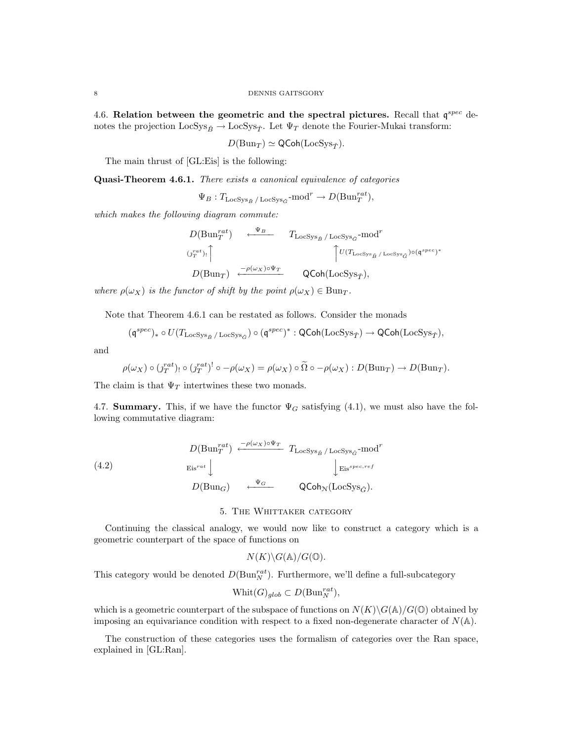4.6. **Relation between the geometric and the spectral pictures.** Recall that $\mathfrak{q}^{spec}$ denotes the projection $\mathrm{LocSys}_{\check{B}} \to \mathrm{LocSys}_{\check{T}}$. Let $\Psi_T$ denote the Fourier-Mukai transform:

$$D(\mathrm{Bun}_T) \simeq \mathsf{QCoh}(\mathrm{LocSys}_{\check{T}}).$$

The main thrust of [GL:Eis] is the following:

**Quasi-Theorem 4.6.1.** *There exists a canonical equivalence of categories*

$$\Psi_B : T_{\mathrm{LocSys}_{\check{B}}\,/\,\mathrm{LocSys}_{\check{G}}}\text{-mod}^r \to D(\mathrm{Bun}_T^{rat}),$$

*which makes the following diagram commute:*

$$\begin{array}{ccc} D(\mathrm{Bun}_T^{rat}) & \xleftarrow{\Psi_B} & T_{\mathrm{LocSys}_{\check{B}}\,/\,\mathrm{LocSys}_{\check{G}}}\text{-mod}^r \\ {\scriptstyle (j_T^{rat})_!}\uparrow & & \uparrow {\scriptstyle U(T_{\mathrm{LocSys}_{\check{B}}\,/\,\mathrm{LocSys}_{\check{G}}})\circ(\mathfrak{q}^{spec})^*} \\ D(\mathrm{Bun}_T) & \xleftarrow{-\rho(\omega_X)\circ\Psi_T} & \mathsf{QCoh}(\mathrm{LocSys}_{\check{T}}), \end{array}$$

*where $\rho(\omega_X)$ is the functor of shift by the point $\rho(\omega_X) \in \mathrm{Bun}_T$.*

Note that Theorem 4.6.1 can be restated as follows. Consider the monads

$$(\mathfrak{q}^{spec})_* \circ U(T_{\mathrm{LocSys}_{\check{B}}\,/\,\mathrm{LocSys}_{\check{G}}}) \circ (\mathfrak{q}^{spec})^* : \mathsf{QCoh}(\mathrm{LocSys}_{\check{T}}) \to \mathsf{QCoh}(\mathrm{LocSys}_{\check{T}}),$$

and

$$\rho(\omega_X) \circ (j_T^{rat})_! \circ (j_T^{rat})^! \circ -\rho(\omega_X) = \rho(\omega_X) \circ \widetilde{\Omega} \circ -\rho(\omega_X) : D(\mathrm{Bun}_T) \to D(\mathrm{Bun}_T).$$

The claim is that $\Psi_T$ intertwines these two monads.

4.7. **Summary.** This, if we have the functor $\Psi_G$ satisfying (4.1), we must also have the following commutative diagram:

$$\begin{array}{ccc} D(\mathrm{Bun}_T^{rat}) & \xleftarrow{-\rho(\omega_X)\circ\Psi_T} & T_{\mathrm{LocSys}_{\check{B}}\,/\,\mathrm{LocSys}_{\check{G}}}\text{-mod}^r \\ {\scriptstyle \mathrm{Eis}^{rat}}\downarrow & & \downarrow {\scriptstyle \mathrm{Eis}^{spec,ref}} \\ D(\mathrm{Bun}_G) & \xleftarrow{\Psi_G} & \mathsf{QCoh}_{\mathcal{N}}(\mathrm{LocSys}_{\check{G}}). \end{array} \tag{4.2}$$

## 5. The Whittaker category

Continuing the classical analogy, we would now like to construct a category which is a geometric counterpart of the space of functions on

$$N(K)\backslash G(\mathbb{A})/G(\mathbb{O}).$$

This category would be denoted $D(\mathrm{Bun}_N^{rat})$. Furthermore, we'll define a full-subcategory

$$\mathrm{Whit}(G)_{glob} \subset D(\mathrm{Bun}_N^{rat}),$$

which is a geometric counterpart of the subspace of functions on $N(K)\backslash G(\mathbb{A})/G(\mathbb{O})$ obtained by imposing an equivariance condition with respect to a fixed non-degenerate character of $N(\mathbb{A})$.

The construction of these categories uses the formalism of categories over the Ran space, explained in [GL:Ran].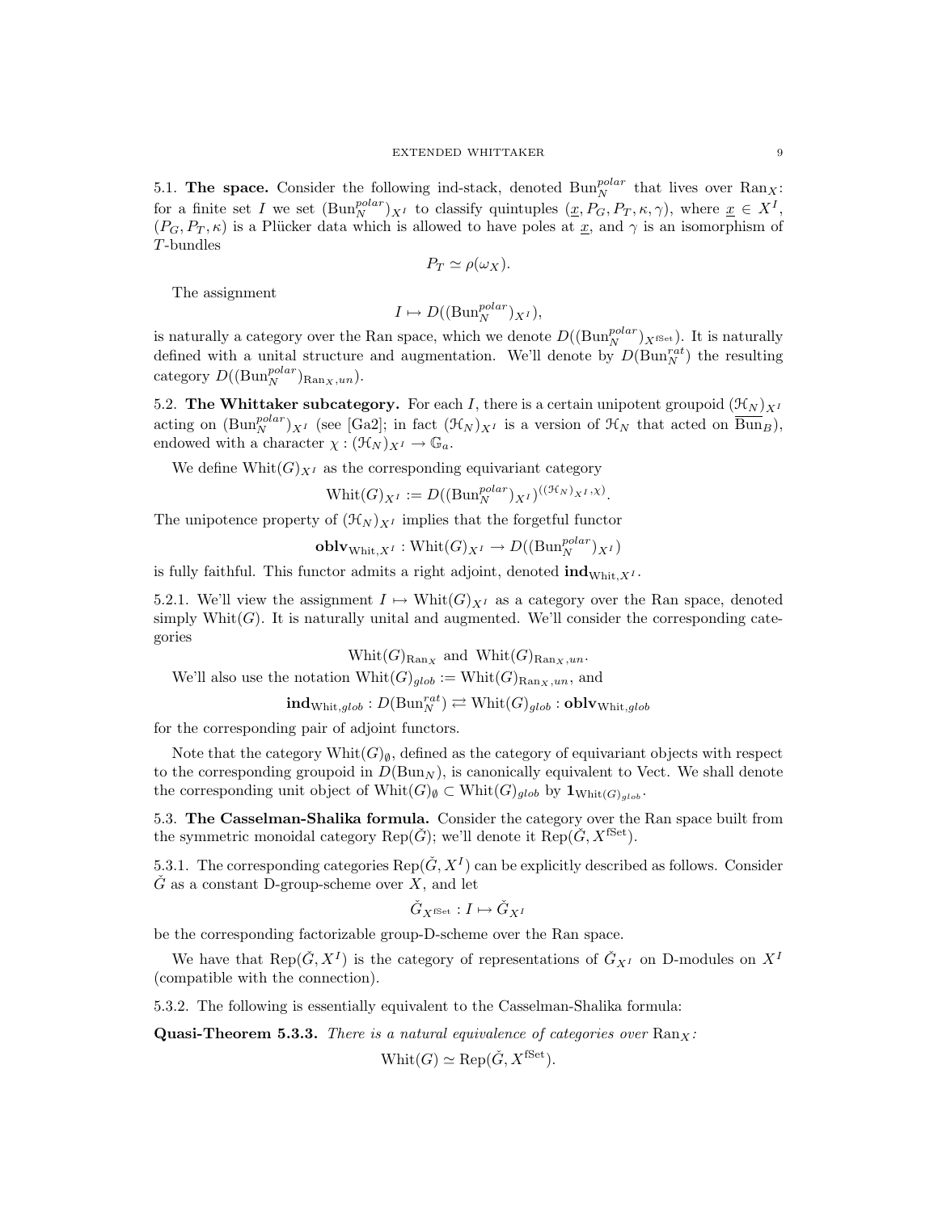5.1. **The space.** Consider the following ind-stack, denoted $\mathrm{Bun}_N^{polar}$ that lives over $\mathrm{Ran}_X$: for a finite set $I$ we set $(\mathrm{Bun}_N^{polar})_{X^I}$ to classify quintuples $(\underline{x}, P_G, P_T, \kappa, \gamma)$, where $\underline{x} \in X^I$, $(P_G, P_T, \kappa)$ is a Plücker data which is allowed to have poles at $\underline{x}$, and $\gamma$ is an isomorphism of $T$-bundles

$$P_T \simeq \rho(\omega_X).$$

The assignment

$$I \mapsto D((\mathrm{Bun}_N^{polar})_{X^I}),$$

is naturally a category over the Ran space, which we denote $D((\mathrm{Bun}_N^{polar})_{X^{\mathrm{fSet}}})$. It is naturally defined with a unital structure and augmentation. We'll denote by $D(\mathrm{Bun}_N^{rat})$ the resulting category $D((\mathrm{Bun}_N^{polar})_{\mathrm{Ran}_X, un})$.

5.2. **The Whittaker subcategory.** For each $I$, there is a certain unipotent groupoid $(\mathcal{H}_N)_{X^I}$ acting on $(\mathrm{Bun}_N^{polar})_{X^I}$ (see [Ga2]; in fact $(\mathcal{H}_N)_{X^I}$ is a version of $\mathcal{H}_N$ that acted on $\overline{\mathrm{Bun}}_B$), endowed with a character $\chi : (\mathcal{H}_N)_{X^I} \to \mathbb{G}_a$.

We define $\mathrm{Whit}(G)_{X^I}$ as the corresponding equivariant category

$$\mathrm{Whit}(G)_{X^I} := D((\mathrm{Bun}_N^{polar})_{X^I})^{((\mathcal{H}_N)_{X^I}, \chi)}.$$

The unipotence property of $(\mathcal{H}_N)_{X^I}$ implies that the forgetful functor

$$\mathbf{oblv}_{\mathrm{Whit}, X^I} : \mathrm{Whit}(G)_{X^I} \to D((\mathrm{Bun}_N^{polar})_{X^I})$$

is fully faithful. This functor admits a right adjoint, denoted $\mathbf{ind}_{\mathrm{Whit}, X^I}$.

5.2.1. We'll view the assignment $I \mapsto \mathrm{Whit}(G)_{X^I}$ as a category over the Ran space, denoted simply $\mathrm{Whit}(G)$. It is naturally unital and augmented. We'll consider the corresponding categories

$$\mathrm{Whit}(G)_{\mathrm{Ran}_X} \text{ and } \mathrm{Whit}(G)_{\mathrm{Ran}_X, un}.$$

We'll also use the notation $\mathrm{Whit}(G)_{glob} := \mathrm{Whit}(G)_{\mathrm{Ran}_X, un}$, and

$$\mathbf{ind}_{\mathrm{Whit}, glob} : D(\mathrm{Bun}_N^{rat}) \rightleftarrows \mathrm{Whit}(G)_{glob} : \mathbf{oblv}_{\mathrm{Whit}, glob}$$

for the corresponding pair of adjoint functors.

Note that the category $\mathrm{Whit}(G)_\emptyset$, defined as the category of equivariant objects with respect to the corresponding groupoid in $D(\mathrm{Bun}_N)$, is canonically equivalent to Vect. We shall denote the corresponding unit object of $\mathrm{Whit}(G)_\emptyset \subset \mathrm{Whit}(G)_{glob}$ by $\mathbf{1}_{\mathrm{Whit}(G)_{glob}}$.

5.3. **The Casselman-Shalika formula.** Consider the category over the Ran space built from the symmetric monoidal category $\mathrm{Rep}(\check{G})$; we'll denote it $\mathrm{Rep}(\check{G}, X^{\mathrm{fSet}})$.

5.3.1. The corresponding categories $\mathrm{Rep}(\check{G}, X^I)$ can be explicitly described as follows. Consider $\check{G}$ as a constant D-group-scheme over $X$, and let

$$\check{G}_{X^{\mathrm{fSet}}} : I \mapsto \check{G}_{X^I}$$

be the corresponding factorizable group-D-scheme over the Ran space.

We have that $\mathrm{Rep}(\check{G}, X^I)$ is the category of representations of $\check{G}_{X^I}$ on D-modules on $X^I$ (compatible with the connection).

5.3.2. The following is essentially equivalent to the Casselman-Shalika formula:

**Quasi-Theorem 5.3.3.** *There is a natural equivalence of categories over* $\mathrm{Ran}_X$*:*

$$\mathrm{Whit}(G) \simeq \mathrm{Rep}(\check{G}, X^{\mathrm{fSet}}).$$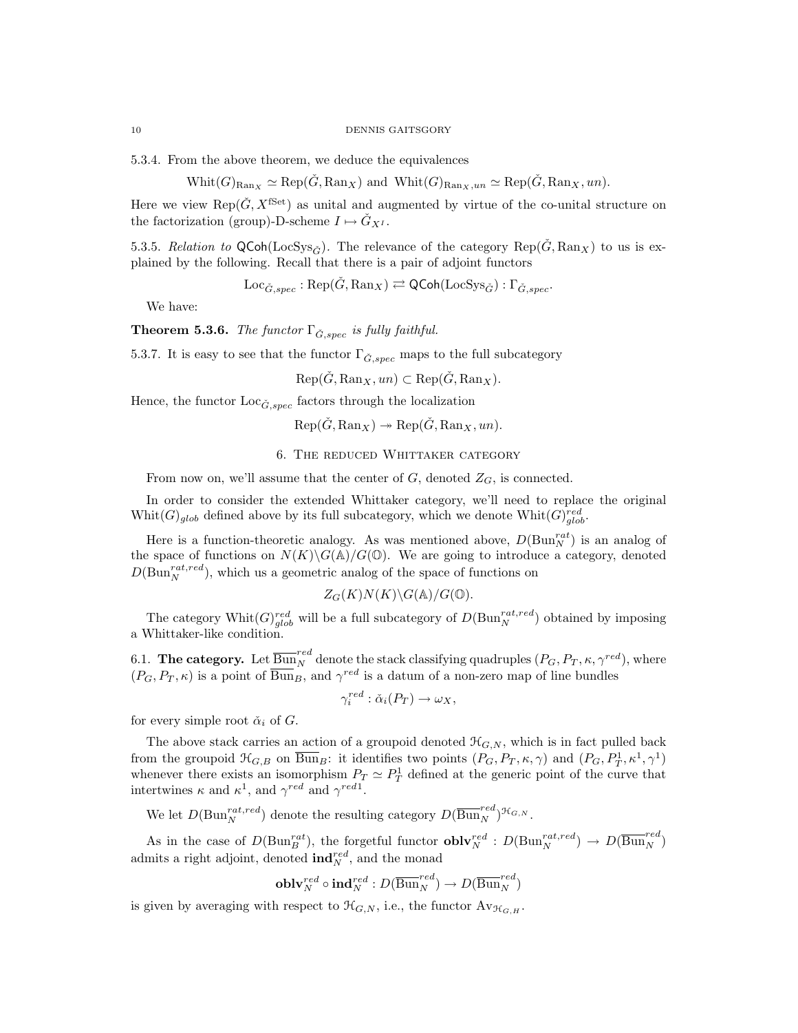5.3.4. From the above theorem, we deduce the equivalences

$$\mathrm{Whit}(G)_{\mathrm{Ran}_X} \simeq \mathrm{Rep}(\check{G}, \mathrm{Ran}_X) \text{ and } \mathrm{Whit}(G)_{\mathrm{Ran}_X, un} \simeq \mathrm{Rep}(\check{G}, \mathrm{Ran}_X, un).$$

Here we view $\mathrm{Rep}(\check{G}, X^{\mathrm{fSet}})$ as unital and augmented by virtue of the co-unital structure on the factorization (group)-D-scheme $I \mapsto \check{G}_{X^I}$.

5.3.5. *Relation to* $\mathsf{QCoh}(\mathrm{LocSys}_{\check{G}})$. The relevance of the category $\mathrm{Rep}(\check{G}, \mathrm{Ran}_X)$ to us is explained by the following. Recall that there is a pair of adjoint functors

$$\mathrm{Loc}_{\check{G},spec} : \mathrm{Rep}(\check{G}, \mathrm{Ran}_X) \rightleftarrows \mathsf{QCoh}(\mathrm{LocSys}_{\check{G}}) : \Gamma_{\check{G},spec}.$$

We have:

**Theorem 5.3.6.** *The functor* $\Gamma_{\check{G},spec}$ *is fully faithful.*

5.3.7. It is easy to see that the functor $\Gamma_{\check{G},spec}$ maps to the full subcategory

$$\mathrm{Rep}(\check{G}, \mathrm{Ran}_X, un) \subset \mathrm{Rep}(\check{G}, \mathrm{Ran}_X).$$

Hence, the functor $\mathrm{Loc}_{\check{G},spec}$ factors through the localization

$$\mathrm{Rep}(\check{G}, \mathrm{Ran}_X) \twoheadrightarrow \mathrm{Rep}(\check{G}, \mathrm{Ran}_X, un).$$

## 6. The reduced Whittaker category

From now on, we'll assume that the center of $G$, denoted $Z_G$, is connected.

In order to consider the extended Whittaker category, we'll need to replace the original $\mathrm{Whit}(G)_{glob}$ defined above by its full subcategory, which we denote $\mathrm{Whit}(G)^{red}_{glob}$.

Here is a function-theoretic analogy. As was mentioned above, $D(\mathrm{Bun}_N^{rat})$ is an analog of the space of functions on $N(K)\backslash G(\mathbb{A})/G(\mathbb{O})$. We are going to introduce a category, denoted $D(\mathrm{Bun}_N^{rat,red})$, which us a geometric analog of the space of functions on

$$Z_G(K)N(K)\backslash G(\mathbb{A})/G(\mathbb{O}).$$

The category $\mathrm{Whit}(G)^{red}_{glob}$ will be a full subcategory of $D(\mathrm{Bun}_N^{rat,red})$ obtained by imposing a Whittaker-like condition.

6.1. **The category.** Let $\overline{\mathrm{Bun}}_N^{red}$ denote the stack classifying quadruples $(P_G, P_T, \kappa, \gamma^{red})$, where $(P_G, P_T, \kappa)$ is a point of $\overline{\mathrm{Bun}}_B$, and $\gamma^{red}$ is a datum of a non-zero map of line bundles

$$\gamma_i^{red} : \check{\alpha}_i(P_T) \to \omega_X,$$

for every simple root $\check{\alpha}_i$ of $G$.

The above stack carries an action of a groupoid denoted $\mathcal{H}_{G,N}$, which is in fact pulled back from the groupoid $\mathcal{H}_{G,B}$ on $\overline{\mathrm{Bun}}_B$: it identifies two points $(P_G, P_T, \kappa, \gamma)$ and $(P_G, P_T^1, \kappa^1, \gamma^1)$ whenever there exists an isomorphism $P_T \simeq P_T^1$ defined at the generic point of the curve that intertwines $\kappa$ and $\kappa^1$, and $\gamma^{red}$ and $\gamma^{red1}$.

We let $D(\mathrm{Bun}_N^{rat,red})$ denote the resulting category $D(\overline{\mathrm{Bun}}_N^{red})^{\mathcal{H}_{G,N}}$.

As in the case of $D(\mathrm{Bun}_B^{rat})$, the forgetful functor $\mathbf{oblv}_N^{red} : D(\mathrm{Bun}_N^{rat,red}) \to D(\overline{\mathrm{Bun}}_N^{red})$ admits a right adjoint, denoted $\mathbf{ind}_N^{red}$, and the monad

$$\mathbf{oblv}_N^{red} \circ \mathbf{ind}_N^{red} : D(\overline{\mathrm{Bun}}_N^{red}) \to D(\overline{\mathrm{Bun}}_N^{red})$$

is given by averaging with respect to $\mathcal{H}_{G,N}$, i.e., the functor $\mathrm{Av}_{\mathcal{H}_{G,H}}$.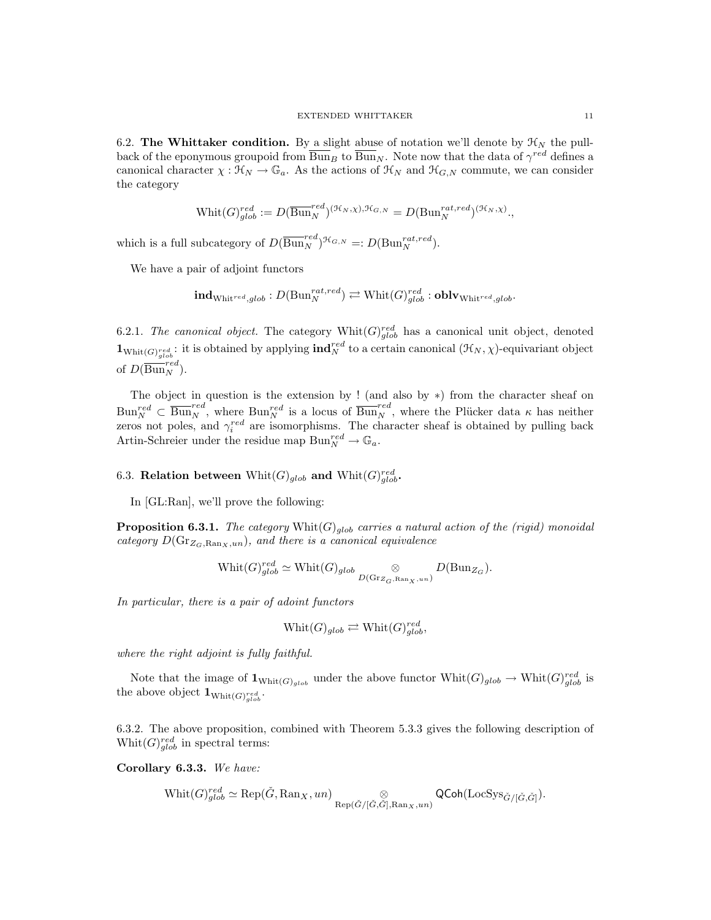6.2. **The Whittaker condition.** By a slight abuse of notation we'll denote by $\mathcal{H}_N$ the pullback of the eponymous groupoid from $\overline{\mathrm{Bun}}_B$ to $\overline{\mathrm{Bun}}_N$. Note now that the data of $\gamma^{red}$ defines a canonical character $\chi : \mathcal{H}_N \to \mathbb{G}_a$. As the actions of $\mathcal{H}_N$ and $\mathcal{H}_{G,N}$ commute, we can consider the category

$$\mathrm{Whit}(G)^{red}_{glob} := D(\overline{\mathrm{Bun}}^{red}_N)^{(\mathcal{H}_N,\chi),\mathcal{H}_{G,N}} = D(\mathrm{Bun}^{rat,red}_N)^{(\mathcal{H}_N,\chi)}.,$$

which is a full subcategory of $D(\overline{\mathrm{Bun}}^{red}_N)^{\mathcal{H}_{G,N}} =: D(\mathrm{Bun}^{rat,red}_N)$.

We have a pair of adjoint functors

$$\mathbf{ind}_{\mathrm{Whit}^{red},glob} : D(\mathrm{Bun}^{rat,red}_N) \rightleftarrows \mathrm{Whit}(G)^{red}_{glob} : \mathbf{oblv}_{\mathrm{Whit}^{red},glob}.$$

6.2.1. *The canonical object.* The category $\mathrm{Whit}(G)^{red}_{glob}$ has a canonical unit object, denoted $\mathbf{1}_{\mathrm{Whit}(G)^{red}_{glob}}$: it is obtained by applying $\mathbf{ind}^{red}_N$ to a certain canonical $(\mathcal{H}_N,\chi)$-equivariant object of $D(\overline{\mathrm{Bun}}^{red}_N)$.

The object in question is the extension by ! (and also by $*$) from the character sheaf on $\mathrm{Bun}^{red}_N \subset \overline{\mathrm{Bun}}^{red}_N$, where $\mathrm{Bun}^{red}_N$ is a locus of $\overline{\mathrm{Bun}}^{red}_N$, where the Plücker data $\kappa$ has neither zeros not poles, and $\gamma^{red}_i$ are isomorphisms. The character sheaf is obtained by pulling back Artin-Schreier under the residue map $\mathrm{Bun}^{red}_N \to \mathbb{G}_a$.

6.3. **Relation between $\mathrm{Whit}(G)_{glob}$ and $\mathrm{Whit}(G)^{red}_{glob}$.**

In [GL:Ran], we'll prove the following:

**Proposition 6.3.1.** *The category $\mathrm{Whit}(G)_{glob}$ carries a natural action of the (rigid) monoidal category $D(\mathrm{Gr}_{Z_G,\mathrm{Ran}_X,un})$, and there is a canonical equivalence*

$$\mathrm{Whit}(G)^{red}_{glob} \simeq \mathrm{Whit}(G)_{glob} \underset{D(\mathrm{Gr}_{Z_G,\mathrm{Ran}_X,un})}{\otimes} D(\mathrm{Bun}_{Z_G}).$$

*In particular, there is a pair of adoint functors*

$$\mathrm{Whit}(G)_{glob} \rightleftarrows \mathrm{Whit}(G)^{red}_{glob},$$

*where the right adjoint is fully faithful.*

Note that the image of $\mathbf{1}_{\mathrm{Whit}(G)_{glob}}$ under the above functor $\mathrm{Whit}(G)_{glob} \to \mathrm{Whit}(G)^{red}_{glob}$ is the above object $\mathbf{1}_{\mathrm{Whit}(G)^{red}_{glob}}$.

6.3.2. The above proposition, combined with Theorem 5.3.3 gives the following description of $\mathrm{Whit}(G)^{red}_{glob}$ in spectral terms:

**Corollary 6.3.3.** *We have:*

$$\mathrm{Whit}(G)^{red}_{glob} \simeq \mathrm{Rep}(\check{G},\mathrm{Ran}_X,un) \underset{\mathrm{Rep}(\check{G}/[\check{G},\check{G}],\mathrm{Ran}_X,un)}{\otimes} \mathsf{QCoh}(\mathrm{LocSys}_{\check{G}/[\check{G},\check{G}]}).$$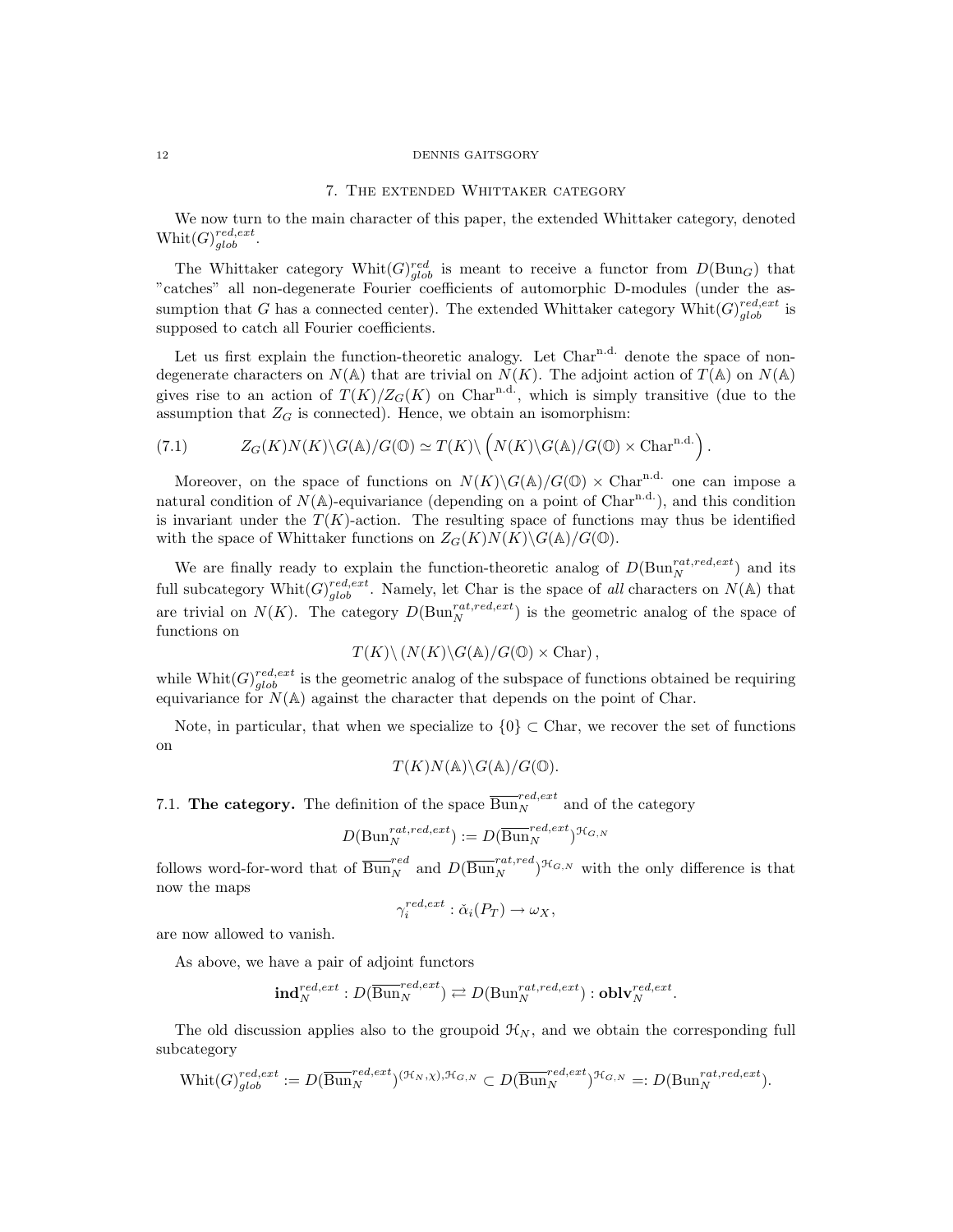## 7. The extended Whittaker category

We now turn to the main character of this paper, the extended Whittaker category, denoted $\mathrm{Whit}(G)^{red,ext}_{glob}$.

The Whittaker category $\mathrm{Whit}(G)^{red}_{glob}$ is meant to receive a functor from $D(\mathrm{Bun}_G)$ that "catches" all non-degenerate Fourier coefficients of automorphic D-modules (under the assumption that $G$ has a connected center). The extended Whittaker category $\mathrm{Whit}(G)^{red,ext}_{glob}$ is supposed to catch all Fourier coefficients.

Let us first explain the function-theoretic analogy. Let $\mathrm{Char}^{\mathrm{n.d.}}$ denote the space of non-degenerate characters on $N(\mathbb{A})$ that are trivial on $N(K)$. The adjoint action of $T(\mathbb{A})$ on $N(\mathbb{A})$ gives rise to an action of $T(K)/Z_G(K)$ on $\mathrm{Char}^{\mathrm{n.d.}}$, which is simply transitive (due to the assumption that $Z_G$ is connected). Hence, we obtain an isomorphism:

$$Z_G(K)N(K)\backslash G(\mathbb{A})/G(\mathbb{O}) \simeq T(K)\backslash \left(N(K)\backslash G(\mathbb{A})/G(\mathbb{O}) \times \mathrm{Char}^{\mathrm{n.d.}}\right). \tag{7.1}$$

Moreover, on the space of functions on $N(K)\backslash G(\mathbb{A})/G(\mathbb{O}) \times \mathrm{Char}^{\mathrm{n.d.}}$ one can impose a natural condition of $N(\mathbb{A})$-equivariance (depending on a point of $\mathrm{Char}^{\mathrm{n.d.}}$), and this condition is invariant under the $T(K)$-action. The resulting space of functions may thus be identified with the space of Whittaker functions on $Z_G(K)N(K)\backslash G(\mathbb{A})/G(\mathbb{O})$.

We are finally ready to explain the function-theoretic analog of $D(\mathrm{Bun}_N^{rat,red,ext})$ and its full subcategory $\mathrm{Whit}(G)^{red,ext}_{glob}$. Namely, let Char is the space of *all* characters on $N(\mathbb{A})$ that are trivial on $N(K)$. The category $D(\mathrm{Bun}_N^{rat,red,ext})$ is the geometric analog of the space of functions on

$$T(K)\backslash \left(N(K)\backslash G(\mathbb{A})/G(\mathbb{O}) \times \mathrm{Char}\right),$$

while $\mathrm{Whit}(G)^{red,ext}_{glob}$ is the geometric analog of the subspace of functions obtained be requiring equivariance for $N(\mathbb{A})$ against the character that depends on the point of Char.

Note, in particular, that when we specialize to $\{0\} \subset \mathrm{Char}$, we recover the set of functions on

$$T(K)N(\mathbb{A})\backslash G(\mathbb{A})/G(\mathbb{O}).$$

### 7.1. The category.

The definition of the space $\overline{\mathrm{Bun}}_N^{red,ext}$ and of the category

$$D(\mathrm{Bun}_N^{rat,red,ext}) := D(\overline{\mathrm{Bun}}_N^{red,ext})^{\mathcal{H}_{G,N}}$$

follows word-for-word that of $\overline{\mathrm{Bun}}_N^{red}$ and $D(\overline{\mathrm{Bun}}_N^{rat,red})^{\mathcal{H}_{G,N}}$ with the only difference is that now the maps

$$\gamma_i^{red,ext} : \check{\alpha}_i(P_T) \to \omega_X,$$

are now allowed to vanish.

As above, we have a pair of adjoint functors

$$\mathbf{ind}_N^{red,ext} : D(\overline{\mathrm{Bun}}_N^{red,ext}) \rightleftarrows D(\mathrm{Bun}_N^{rat,red,ext}) : \mathbf{oblv}_N^{red,ext}.$$

The old discussion applies also to the groupoid $\mathcal{H}_N$, and we obtain the corresponding full subcategory

$$\mathrm{Whit}(G)^{red,ext}_{glob} := D(\overline{\mathrm{Bun}}_N^{red,ext})^{(\mathcal{H}_N,\chi),\mathcal{H}_{G,N}} \subset D(\overline{\mathrm{Bun}}_N^{red,ext})^{\mathcal{H}_{G,N}} =: D(\mathrm{Bun}_N^{rat,red,ext}).$$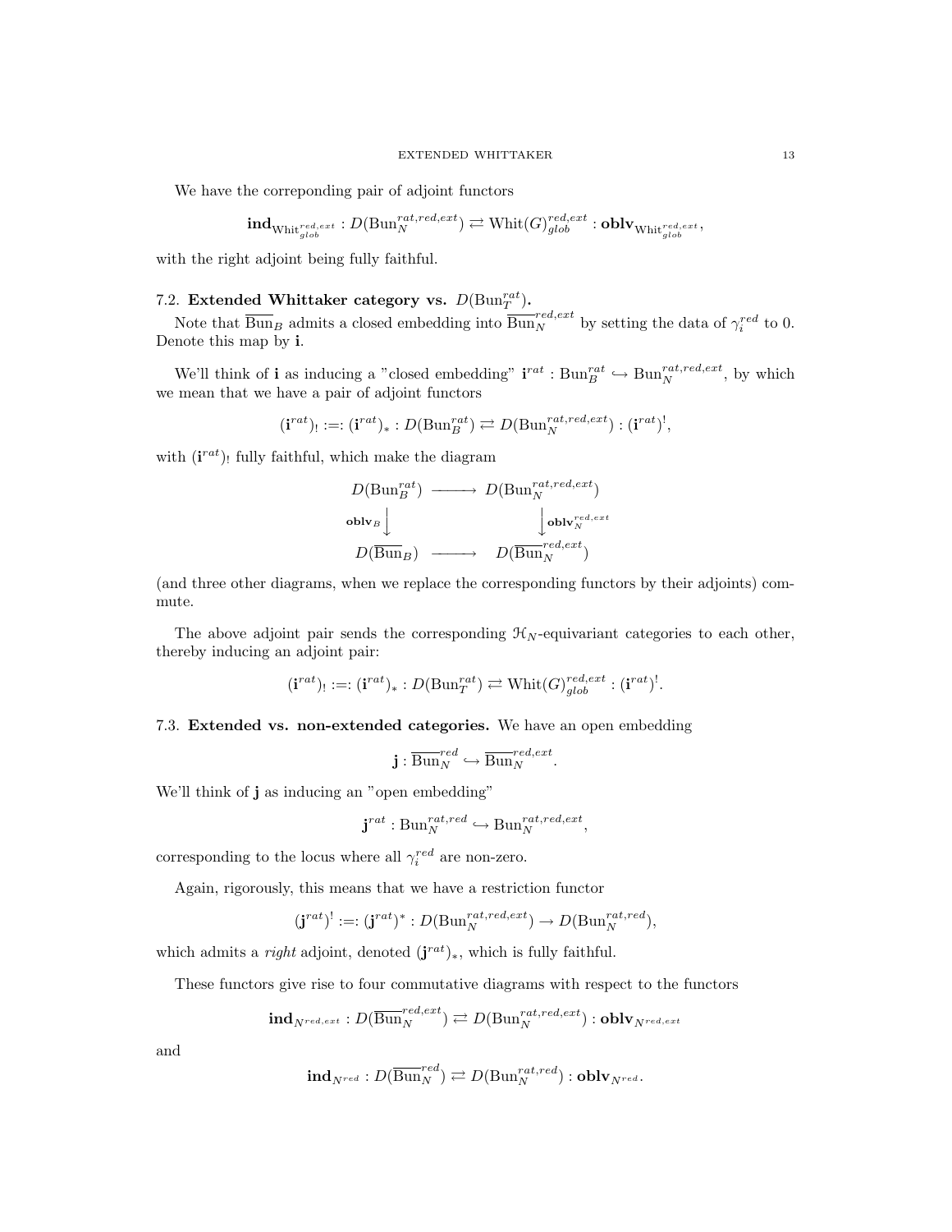We have the correponding pair of adjoint functors

$$\mathbf{ind}_{\mathrm{Whit}^{red,ext}_{glob}} : D(\mathrm{Bun}_N^{rat,red,ext}) \rightleftarrows \mathrm{Whit}(G)^{red,ext}_{glob} : \mathbf{oblv}_{\mathrm{Whit}^{red,ext}_{glob}},$$

with the right adjoint being fully faithful.

## 7.2. Extended Whittaker category vs. $D(\mathrm{Bun}_T^{rat})$.

Note that $\overline{\mathrm{Bun}}_B$ admits a closed embedding into $\overline{\mathrm{Bun}}_N^{red,ext}$ by setting the data of $\gamma_i^{red}$ to 0. Denote this map by $\mathbf{i}$.

We'll think of $\mathbf{i}$ as inducing a "closed embedding" $\mathbf{i}^{rat} : \mathrm{Bun}_B^{rat} \hookrightarrow \mathrm{Bun}_N^{rat,red,ext}$, by which we mean that we have a pair of adjoint functors

$$(\mathbf{i}^{rat})_! =: (\mathbf{i}^{rat})_* : D(\mathrm{Bun}_B^{rat}) \rightleftarrows D(\mathrm{Bun}_N^{rat,red,ext}) : (\mathbf{i}^{rat})^!,$$

with $(\mathbf{i}^{rat})_!$ fully faithful, which make the diagram

$$\begin{array}{ccc} D(\mathrm{Bun}_B^{rat}) & \longrightarrow & D(\mathrm{Bun}_N^{rat,red,ext}) \\ \Big\downarrow {\scriptstyle \mathbf{oblv}_B} & & \Big\downarrow {\scriptstyle \mathbf{oblv}_N^{red,ext}} \\ D(\overline{\mathrm{Bun}}_B) & \longrightarrow & D(\overline{\mathrm{Bun}}_N^{red,ext}) \end{array}$$

(and three other diagrams, when we replace the corresponding functors by their adjoints) commute.

The above adjoint pair sends the corresponding $\mathcal{H}_N$-equivariant categories to each other, thereby inducing an adjoint pair:

$$(\mathbf{i}^{rat})_! =: (\mathbf{i}^{rat})_* : D(\mathrm{Bun}_T^{rat}) \rightleftarrows \mathrm{Whit}(G)^{red,ext}_{glob} : (\mathbf{i}^{rat})^!.$$

## 7.3. Extended vs. non-extended categories.

We have an open embedding

$$\mathbf{j} : \overline{\mathrm{Bun}}_N^{red} \hookrightarrow \overline{\mathrm{Bun}}_N^{red,ext}.$$

We'll think of $\mathbf{j}$ as inducing an "open embedding"

$$\mathbf{j}^{rat} : \mathrm{Bun}_N^{rat,red} \hookrightarrow \mathrm{Bun}_N^{rat,red,ext},$$

corresponding to the locus where all $\gamma_i^{red}$ are non-zero.

Again, rigorously, this means that we have a restriction functor

$$(\mathbf{j}^{rat})^! =: (\mathbf{j}^{rat})^* : D(\mathrm{Bun}_N^{rat,red,ext}) \to D(\mathrm{Bun}_N^{rat,red}),$$

which admits a *right* adjoint, denoted $(\mathbf{j}^{rat})_*$, which is fully faithful.

These functors give rise to four commutative diagrams with respect to the functors

$$\mathbf{ind}_{N^{red,ext}} : D(\overline{\mathrm{Bun}}_N^{red,ext}) \rightleftarrows D(\mathrm{Bun}_N^{rat,red,ext}) : \mathbf{oblv}_{N^{red,ext}}$$

and

$$\mathbf{ind}_{N^{red}} : D(\overline{\mathrm{Bun}}_N^{red}) \rightleftarrows D(\mathrm{Bun}_N^{rat,red}) : \mathbf{oblv}_{N^{red}}.$$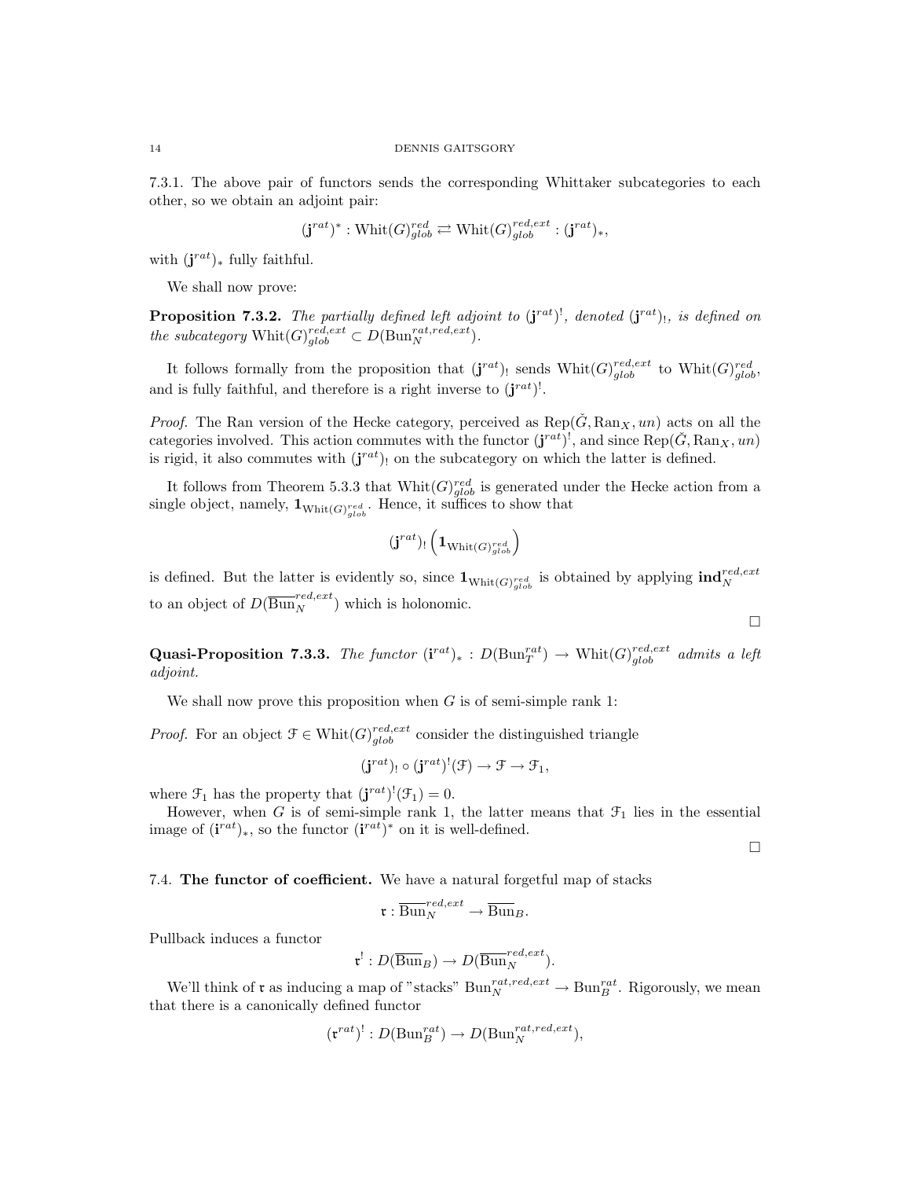7.3.1. The above pair of functors sends the corresponding Whittaker subcategories to each other, so we obtain an adjoint pair:

$$(\mathbf{j}^{rat})^* : \mathrm{Whit}(G)^{red}_{glob} \rightleftarrows \mathrm{Whit}(G)^{red,ext}_{glob} : (\mathbf{j}^{rat})_*,$$

with $(\mathbf{j}^{rat})_*$ fully faithful.

We shall now prove:

**Proposition 7.3.2.** *The partially defined left adjoint to $(\mathbf{j}^{rat})^!$, denoted $(\mathbf{j}^{rat})_!$, is defined on the subcategory $\mathrm{Whit}(G)^{red,ext}_{glob} \subset D(\mathrm{Bun}_N^{rat,red,ext})$.*

It follows formally from the proposition that $(\mathbf{j}^{rat})_!$ sends $\mathrm{Whit}(G)^{red,ext}_{glob}$ to $\mathrm{Whit}(G)^{red}_{glob}$, and is fully faithful, and therefore is a right inverse to $(\mathbf{j}^{rat})^!$.

*Proof.* The Ran version of the Hecke category, perceived as $\mathrm{Rep}(\check{G}, \mathrm{Ran}_X, un)$ acts on all the categories involved. This action commutes with the functor $(\mathbf{j}^{rat})^!$, and since $\mathrm{Rep}(\check{G}, \mathrm{Ran}_X, un)$ is rigid, it also commutes with $(\mathbf{j}^{rat})_!$ on the subcategory on which the latter is defined.

It follows from Theorem 5.3.3 that $\mathrm{Whit}(G)^{red}_{glob}$ is generated under the Hecke action from a single object, namely, $\mathbf{1}_{\mathrm{Whit}(G)^{red}_{glob}}$. Hence, it suffices to show that

$$(\mathbf{j}^{rat})_! \left( \mathbf{1}_{\mathrm{Whit}(G)^{red}_{glob}} \right)$$

is defined. But the latter is evidently so, since $\mathbf{1}_{\mathrm{Whit}(G)^{red}_{glob}}$ is obtained by applying $\mathbf{ind}_N^{red,ext}$ to an object of $D(\overline{\mathrm{Bun}}_N^{red,ext})$ which is holonomic.

□

**Quasi-Proposition 7.3.3.** *The functor $(\mathbf{i}^{rat})_* : D(\mathrm{Bun}_T^{rat}) \to \mathrm{Whit}(G)^{red,ext}_{glob}$ admits a left adjoint.*

We shall now prove this proposition when $G$ is of semi-simple rank 1:

*Proof.* For an object $\mathcal{F} \in \mathrm{Whit}(G)^{red,ext}_{glob}$ consider the distinguished triangle

$$(\mathbf{j}^{rat})_! \circ (\mathbf{j}^{rat})^!(\mathcal{F}) \to \mathcal{F} \to \mathcal{F}_1,$$

where $\mathcal{F}_1$ has the property that $(\mathbf{j}^{rat})^!(\mathcal{F}_1) = 0$.

However, when $G$ is of semi-simple rank 1, the latter means that $\mathcal{F}_1$ lies in the essential image of $(\mathbf{i}^{rat})_*$, so the functor $(\mathbf{i}^{rat})^*$ on it is well-defined.

□

7.4. **The functor of coefficient.** We have a natural forgetful map of stacks

$$\mathfrak{r} : \overline{\mathrm{Bun}}_N^{red,ext} \to \overline{\mathrm{Bun}}_B.$$

Pullback induces a functor

$$\mathfrak{r}^! : D(\overline{\mathrm{Bun}}_B) \to D(\overline{\mathrm{Bun}}_N^{red,ext}).$$

We'll think of $\mathfrak{r}$ as inducing a map of "stacks" $\mathrm{Bun}_N^{rat,red,ext} \to \mathrm{Bun}_B^{rat}$. Rigorously, we mean that there is a canonically defined functor

$$(\mathfrak{r}^{rat})^! : D(\mathrm{Bun}_B^{rat}) \to D(\mathrm{Bun}_N^{rat,red,ext}),$$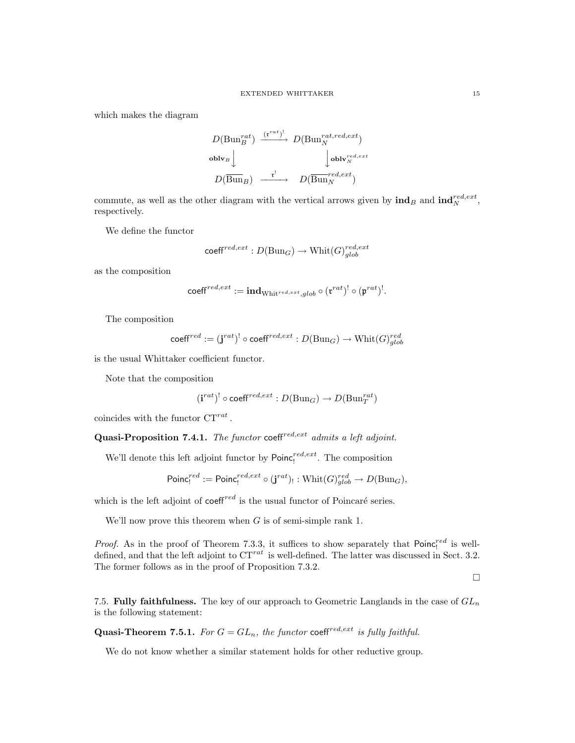which makes the diagram

$$\begin{array}{ccc}
D(\mathrm{Bun}_B^{rat}) & \xrightarrow{(\mathfrak{r}^{rat})^!} & D(\mathrm{Bun}_N^{rat,red,ext}) \\
{\scriptstyle \mathbf{oblv}_B} \downarrow & & \downarrow {\scriptstyle \mathbf{oblv}_N^{red,ext}} \\
D(\overline{\mathrm{Bun}}_B) & \xrightarrow{\mathfrak{r}^!} & D(\overline{\mathrm{Bun}}_N^{red,ext})
\end{array}$$

commute, as well as the other diagram with the vertical arrows given by $\mathbf{ind}_B$ and $\mathbf{ind}_N^{red,ext}$, respectively.

We define the functor

$$\mathsf{coeff}^{red,ext} : D(\mathrm{Bun}_G) \to \mathrm{Whit}(G)^{red,ext}_{glob}$$

as the composition

$$\mathsf{coeff}^{red,ext} := \mathbf{ind}_{\mathrm{Whit}^{red,ext},glob} \circ (\mathfrak{r}^{rat})^! \circ (\mathfrak{p}^{rat})^!.$$

The composition

$$\mathsf{coeff}^{red} := (\mathbf{j}^{rat})^! \circ \mathsf{coeff}^{red,ext} : D(\mathrm{Bun}_G) \to \mathrm{Whit}(G)^{red}_{glob}$$

is the usual Whittaker coefficient functor.

Note that the composition

$$(\mathbf{i}^{rat})^! \circ \mathsf{coeff}^{red,ext} : D(\mathrm{Bun}_G) \to D(\mathrm{Bun}_T^{rat})$$

coincides with the functor $\mathrm{CT}^{rat}$.

**Quasi-Proposition 7.4.1.** *The functor* $\mathsf{coeff}^{red,ext}$ *admits a left adjoint.*

We'll denote this left adjoint functor by $\mathsf{Poinc}_!^{red,ext}$. The composition

$$\mathsf{Poinc}_!^{red} := \mathsf{Poinc}_!^{red,ext} \circ (\mathbf{j}^{rat})_! : \mathrm{Whit}(G)^{red}_{glob} \to D(\mathrm{Bun}_G),$$

which is the left adjoint of $\mathsf{coeff}^{red}$ is the usual functor of Poincaré series.

We'll now prove this theorem when $G$ is of semi-simple rank 1.

*Proof.* As in the proof of Theorem 7.3.3, it suffices to show separately that $\mathsf{Poinc}_!^{red}$ is well-defined, and that the left adjoint to $\mathrm{CT}^{rat}$ is well-defined. The latter was discussed in Sect. 3.2. The former follows as in the proof of Proposition 7.3.2.

□

7.5. **Fully faithfulness.** The key of our approach to Geometric Langlands in the case of $GL_n$ is the following statement:

**Quasi-Theorem 7.5.1.** *For* $G = GL_n$*, the functor* $\mathsf{coeff}^{red,ext}$ *is fully faithful.*

We do not know whether a similar statement holds for other reductive group.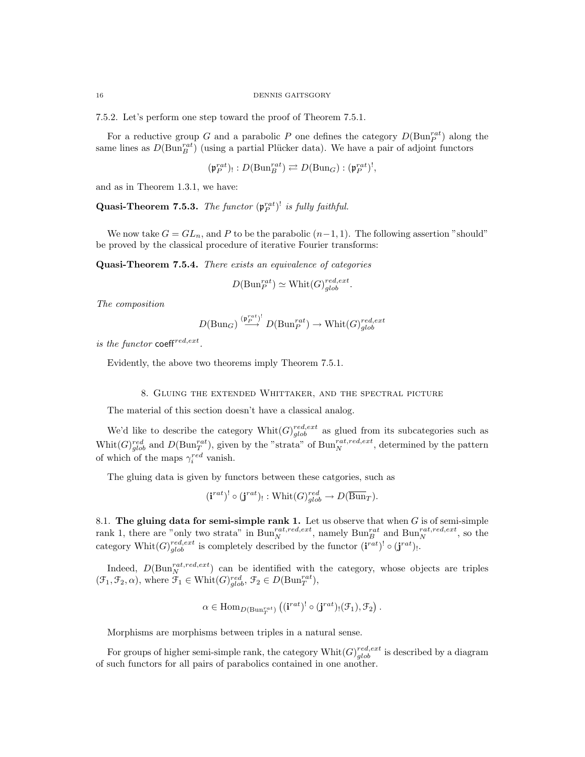7.5.2. Let's perform one step toward the proof of Theorem 7.5.1.

For a reductive group $G$ and a parabolic $P$ one defines the category $D(\mathrm{Bun}_P^{rat})$ along the same lines as $D(\mathrm{Bun}_B^{rat})$ (using a partial Plücker data). We have a pair of adjoint functors

$$(\mathfrak{p}_P^{rat})_! : D(\mathrm{Bun}_B^{rat}) \rightleftarrows D(\mathrm{Bun}_G) : (\mathfrak{p}_P^{rat})^!,$$

and as in Theorem 1.3.1, we have:

**Quasi-Theorem 7.5.3.** *The functor $(\mathfrak{p}_P^{rat})^!$ is fully faithful.*

We now take $G = GL_n$, and $P$ to be the parabolic $(n-1, 1)$. The following assertion "should" be proved by the classical procedure of iterative Fourier transforms:

**Quasi-Theorem 7.5.4.** *There exists an equivalence of categories*

$$D(\mathrm{Bun}_P^{rat}) \simeq \mathrm{Whit}(G)_{glob}^{red,ext}.$$

*The composition*

$$D(\mathrm{Bun}_G) \overset{(\mathfrak{p}_P^{rat})^!}{\longrightarrow} D(\mathrm{Bun}_P^{rat}) \to \mathrm{Whit}(G)_{glob}^{red,ext}$$

*is the functor $\mathsf{coeff}^{red,ext}$.*

Evidently, the above two theorems imply Theorem 7.5.1.

## 8. Gluing the extended Whittaker, and the spectral picture

The material of this section doesn't have a classical analog.

We'd like to describe the category $\mathrm{Whit}(G)_{glob}^{red,ext}$ as glued from its subcategories such as $\mathrm{Whit}(G)_{glob}^{red}$ and $D(\mathrm{Bun}_T^{rat})$, given by the "strata" of $\mathrm{Bun}_N^{rat,red,ext}$, determined by the pattern of which of the maps $\gamma_i^{red}$ vanish.

The gluing data is given by functors between these catgories, such as

$$(\mathbf{i}^{rat})^! \circ (\mathbf{j}^{rat})_! : \mathrm{Whit}(G)_{glob}^{red} \to D(\overline{\mathrm{Bun}}_T).$$

8.1. **The gluing data for semi-simple rank 1.** Let us observe that when $G$ is of semi-simple rank 1, there are "only two strata" in $\mathrm{Bun}_N^{rat,red,ext}$, namely $\mathrm{Bun}_B^{rat}$ and $\mathrm{Bun}_N^{rat,red,ext}$, so the category $\mathrm{Whit}(G)_{glob}^{red,ext}$ is completely described by the functor $(\mathbf{i}^{rat})^! \circ (\mathbf{j}^{rat})_!$.

Indeed, $D(\mathrm{Bun}_N^{rat,red,ext})$ can be identified with the category, whose objects are triples $(\mathcal{F}_1, \mathcal{F}_2, \alpha)$, where $\mathcal{F}_1 \in \mathrm{Whit}(G)_{glob}^{red}$, $\mathcal{F}_2 \in D(\mathrm{Bun}_T^{rat})$,

$$\alpha \in \mathrm{Hom}_{D(\mathrm{Bun}_T^{rat})}\left((\mathbf{i}^{rat})^! \circ (\mathbf{j}^{rat})_!(\mathcal{F}_1), \mathcal{F}_2\right).$$

Morphisms are morphisms between triples in a natural sense.

For groups of higher semi-simple rank, the category $\mathrm{Whit}(G)_{glob}^{red,ext}$ is described by a diagram of such functors for all pairs of parabolics contained in one another.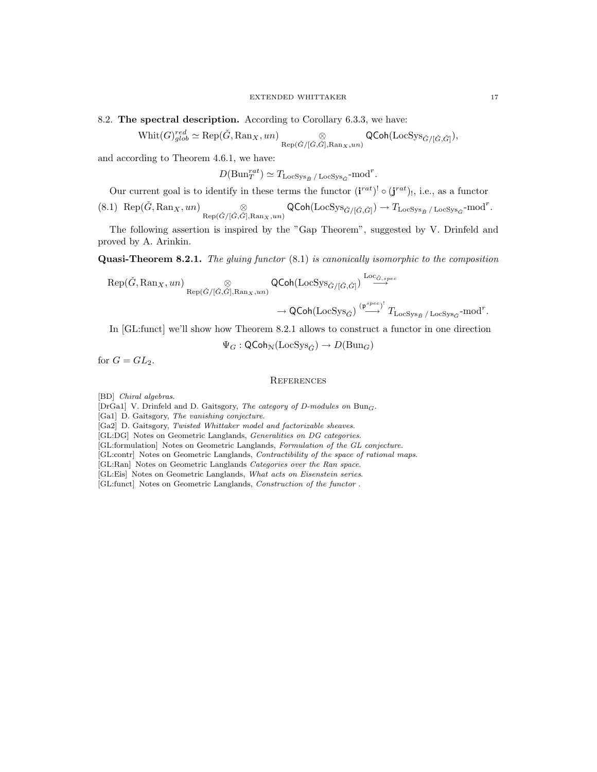8.2. **The spectral description.** According to Corollary 6.3.3, we have:

$$\mathrm{Whit}(G)^{red}_{glob} \simeq \mathrm{Rep}(\check{G}, \mathrm{Ran}_X, un) \underset{\mathrm{Rep}(\check{G}/[\check{G},\check{G}], \mathrm{Ran}_X, un)}{\otimes} \mathsf{QCoh}(\mathrm{LocSys}_{\check{G}/[\check{G},\check{G}]}),$$

and according to Theorem 4.6.1, we have:

$$D(\mathrm{Bun}_T^{rat}) \simeq T_{\mathrm{LocSys}_{\check{B}} \,/\, \mathrm{LocSys}_{\check{G}}}\text{-mod}^r.$$

Our current goal is to identify in these terms the functor $(\mathbf{i}^{rat})^! \circ (\mathbf{j}^{rat})_!$, i.e., as a functor

$$\mathrm{Rep}(\check{G}, \mathrm{Ran}_X, un) \underset{\mathrm{Rep}(\check{G}/[\check{G},\check{G}], \mathrm{Ran}_X, un)}{\otimes} \mathsf{QCoh}(\mathrm{LocSys}_{\check{G}/[\check{G},\check{G}]}) \to T_{\mathrm{LocSys}_{\check{B}} \,/\, \mathrm{LocSys}_{\check{G}}}\text{-mod}^r. \tag{8.1}$$

The following assertion is inspired by the "Gap Theorem", suggested by V. Drinfeld and proved by A. Arinkin.

**Quasi-Theorem 8.2.1.** *The gluing functor* (8.1) *is canonically isomorphic to the composition*

$$\mathrm{Rep}(\check{G}, \mathrm{Ran}_X, un) \underset{\mathrm{Rep}(\check{G}/[\check{G},\check{G}], \mathrm{Ran}_X, un)}{\otimes} \mathsf{QCoh}(\mathrm{LocSys}_{\check{G}/[\check{G},\check{G}]}) \overset{\mathrm{Loc}_{\check{G},spec}}{\longrightarrow}$$

$$\to \mathsf{QCoh}(\mathrm{LocSys}_{\check{G}}) \overset{(\mathfrak{p}^{spec})^!}{\longrightarrow} T_{\mathrm{LocSys}_{\check{B}} \,/\, \mathrm{LocSys}_{\check{G}}}\text{-mod}^r.$$

In [GL:funct] we'll show how Theorem 8.2.1 allows to construct a functor in one direction

$$\Psi_G : \mathsf{QCoh}_{\mathrm{N}}(\mathrm{LocSys}_{\check{G}}) \to D(\mathrm{Bun}_G)$$

for $G = GL_2$.

## References

[BD] *Chiral algebras.*
[DrGa1] V. Drinfeld and D. Gaitsgory, *The category of D-modules on* $\mathrm{Bun}_G$.
[Ga1] D. Gaitsgory, *The vanishing conjecture.*
[Ga2] D. Gaitsgory, *Twisted Whittaker model and factorizable sheaves.*
[GL:DG] Notes on Geometric Langlands, *Generalities on DG categories.*
[GL:formulation] Notes on Geometric Langlands, *Formulation of the GL conjecture.*
[GL:contr] Notes on Geometric Langlands, *Contractibility of the space of rational maps.*
[GL:Ran] Notes on Geometric Langlands *Categories over the Ran space.*
[GL:Eis] Notes on Geometric Langlands, *What acts on Eisenstein series.*
[GL:funct] Notes on Geometric Langlands, *Construction of the functor .*